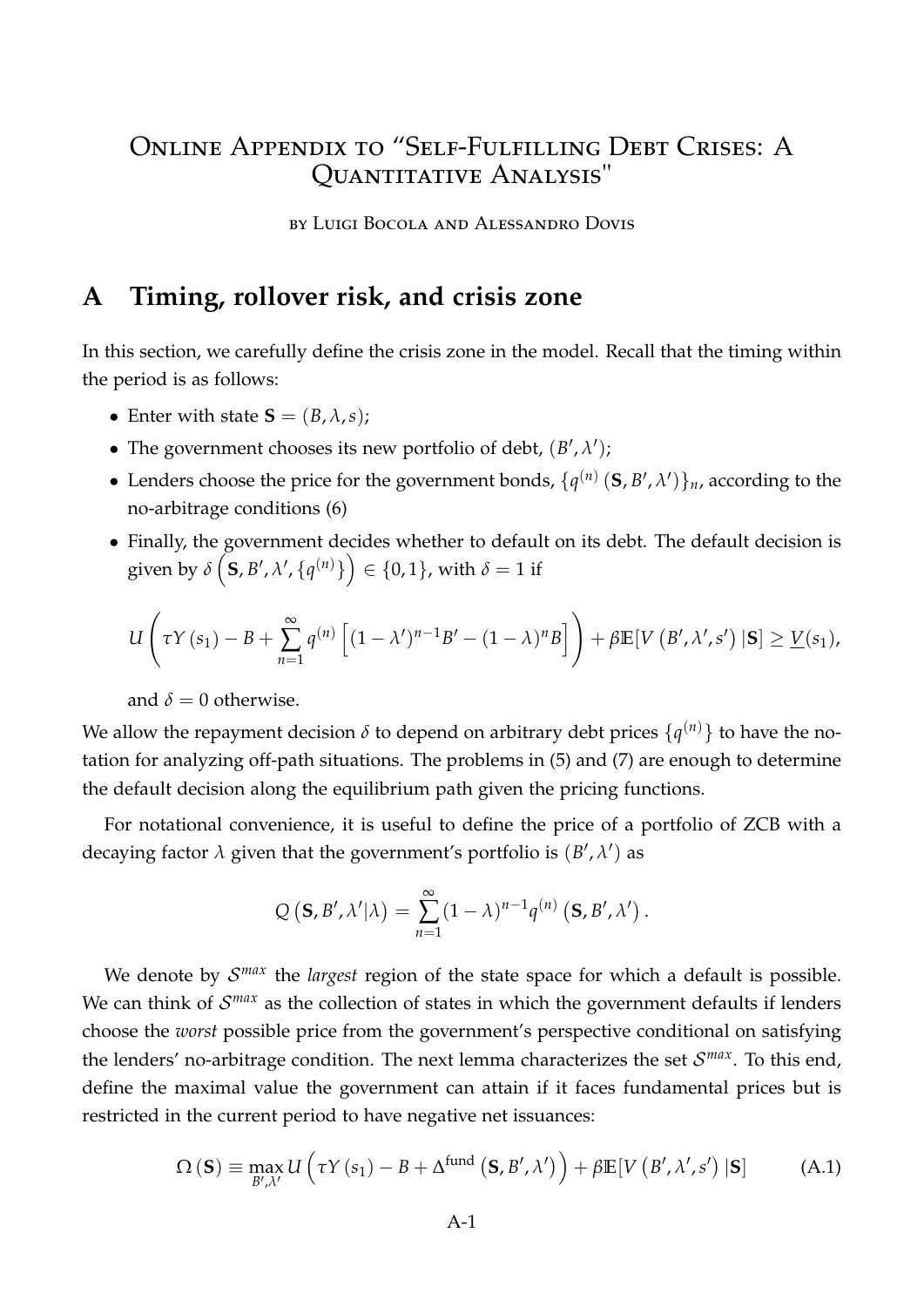# Online Appendix to "Self-Fulfilling Debt Crises: A Quantitative Analysis"

by Luigi Bocola and Alessandro Dovis

## A Timing, rollover risk, and crisis zone

In this section, we carefully define the crisis zone in the model. Recall that the timing within the period is as follows:

- Enter with state $\mathbf{S} = (B, \lambda, s)$;
- The government chooses its new portfolio of debt, $(B', \lambda')$;
- Lenders choose the price for the government bonds, $\{q^{(n)}(\mathbf{S}, B', \lambda')\}_n$, according to the no-arbitrage conditions (6)
- Finally, the government decides whether to default on its debt. The default decision is given by $\delta\left(\mathbf{S}, B', \lambda', \{q^{(n)}\}\right) \in \{0, 1\}$, with $\delta = 1$ if

$$U\left(\tau Y(s_1) - B + \sum_{n=1}^{\infty} q^{(n)}\left[(1-\lambda')^{n-1}B' - (1-\lambda)^n B\right]\right) + \beta \mathbb{E}[V(B', \lambda', s') | \mathbf{S}] \geq \underline{V}(s_1),$$

and $\delta = 0$ otherwise.

We allow the repayment decision $\delta$ to depend on arbitrary debt prices $\{q^{(n)}\}$ to have the notation for analyzing off-path situations. The problems in (5) and (7) are enough to determine the default decision along the equilibrium path given the pricing functions.

For notational convenience, it is useful to define the price of a portfolio of ZCB with a decaying factor $\lambda$ given that the government's portfolio is $(B', \lambda')$ as

$$Q(\mathbf{S}, B', \lambda' | \lambda) = \sum_{n=1}^{\infty} (1-\lambda)^{n-1} q^{(n)}(\mathbf{S}, B', \lambda').$$

We denote by $\mathcal{S}^{max}$ the *largest* region of the state space for which a default is possible. We can think of $\mathcal{S}^{max}$ as the collection of states in which the government defaults if lenders choose the *worst* possible price from the government's perspective conditional on satisfying the lenders' no-arbitrage condition. The next lemma characterizes the set $\mathcal{S}^{max}$. To this end, define the maximal value the government can attain if it faces fundamental prices but is restricted in the current period to have negative net issuances:

$$\Omega(\mathbf{S}) \equiv \max_{B', \lambda'} U\left(\tau Y(s_1) - B + \Delta^{\text{fund}}(\mathbf{S}, B', \lambda')\right) + \beta \mathbb{E}[V(B', \lambda', s') | \mathbf{S}] \tag{A.1}$$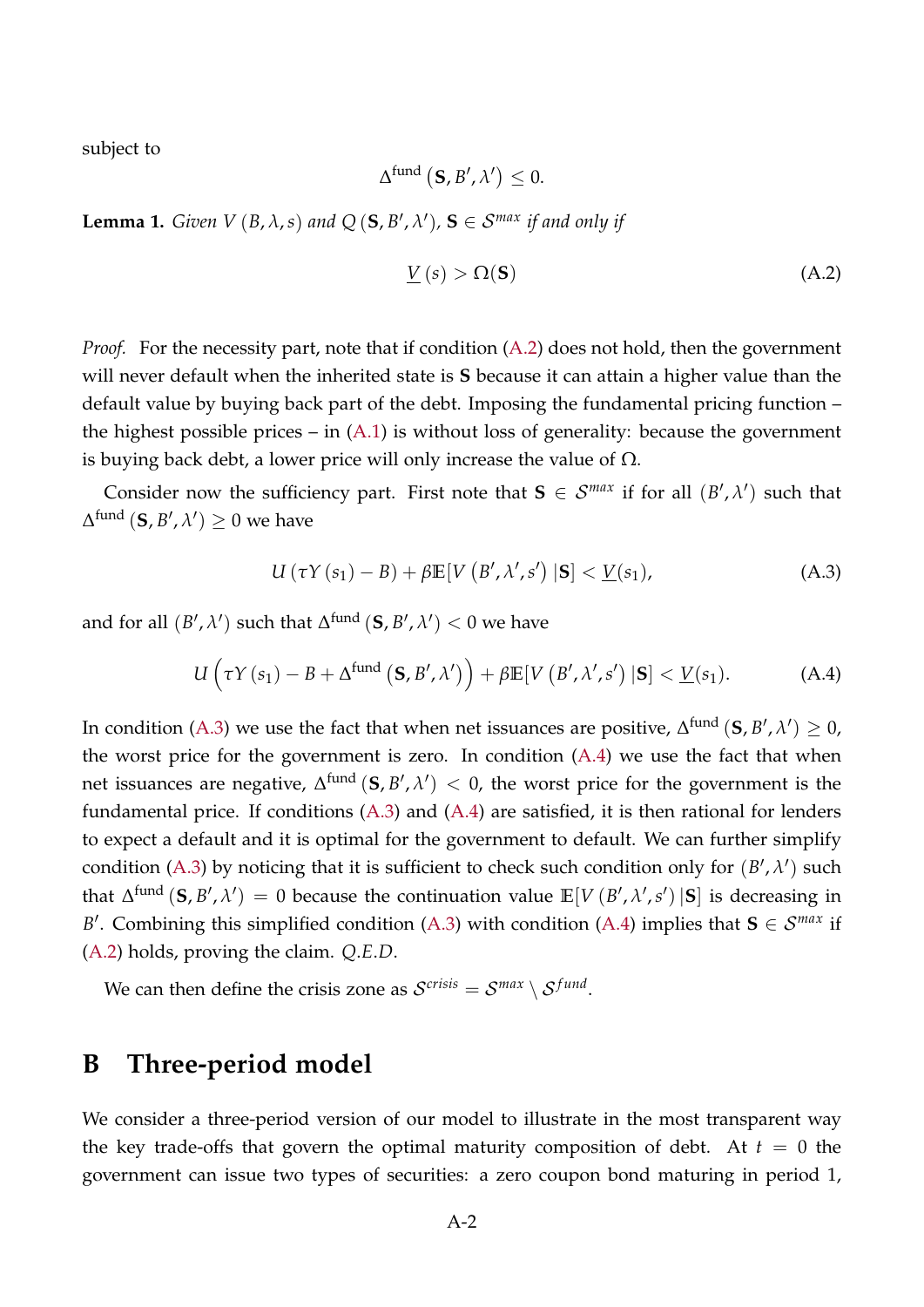subject to

$$\Delta^{\text{fund}}\left(\mathbf{S}, B', \lambda'\right) \leq 0.$$

**Lemma 1.** *Given $V(B, \lambda, s)$ and $Q(\mathbf{S}, B', \lambda')$, $\mathbf{S} \in \mathcal{S}^{max}$ if and only if*

$$\underline{V}(s) > \Omega(\mathbf{S}) \tag{A.2}$$

*Proof.* For the necessity part, note that if condition (A.2) does not hold, then the government will never default when the inherited state is $\mathbf{S}$ because it can attain a higher value than the default value by buying back part of the debt. Imposing the fundamental pricing function – the highest possible prices – in (A.1) is without loss of generality: because the government is buying back debt, a lower price will only increase the value of $\Omega$.

Consider now the sufficiency part. First note that $\mathbf{S} \in \mathcal{S}^{max}$ if for all $(B', \lambda')$ such that $\Delta^{\text{fund}}(\mathbf{S}, B', \lambda') \geq 0$ we have

$$U\left(\tau Y\left(s_1\right) - B\right) + \beta \mathbb{E}[V\left(B', \lambda', s'\right)|\mathbf{S}] < \underline{V}(s_1), \tag{A.3}$$

and for all $(B', \lambda')$ such that $\Delta^{\text{fund}}(\mathbf{S}, B', \lambda') < 0$ we have

$$U\left(\tau Y\left(s_1\right) - B + \Delta^{\text{fund}}\left(\mathbf{S}, B', \lambda'\right)\right) + \beta \mathbb{E}[V\left(B', \lambda', s'\right)|\mathbf{S}] < \underline{V}(s_1). \tag{A.4}$$

In condition (A.3) we use the fact that when net issuances are positive, $\Delta^{\text{fund}}(\mathbf{S}, B', \lambda') \geq 0$, the worst price for the government is zero. In condition (A.4) we use the fact that when net issuances are negative, $\Delta^{\text{fund}}(\mathbf{S}, B', \lambda') < 0$, the worst price for the government is the fundamental price. If conditions (A.3) and (A.4) are satisfied, it is then rational for lenders to expect a default and it is optimal for the government to default. We can further simplify condition (A.3) by noticing that it is sufficient to check such condition only for $(B', \lambda')$ such that $\Delta^{\text{fund}}(\mathbf{S}, B', \lambda') = 0$ because the continuation value $\mathbb{E}[V(B', \lambda', s')|\mathbf{S}]$ is decreasing in $B'$. Combining this simplified condition (A.3) with condition (A.4) implies that $\mathbf{S} \in \mathcal{S}^{max}$ if (A.2) holds, proving the claim. *Q.E.D.*

We can then define the crisis zone as $\mathcal{S}^{crisis} = \mathcal{S}^{max} \setminus \mathcal{S}^{fund}$.

# B Three-period model

We consider a three-period version of our model to illustrate in the most transparent way the key trade-offs that govern the optimal maturity composition of debt. At $t = 0$ the government can issue two types of securities: a zero coupon bond maturing in period 1,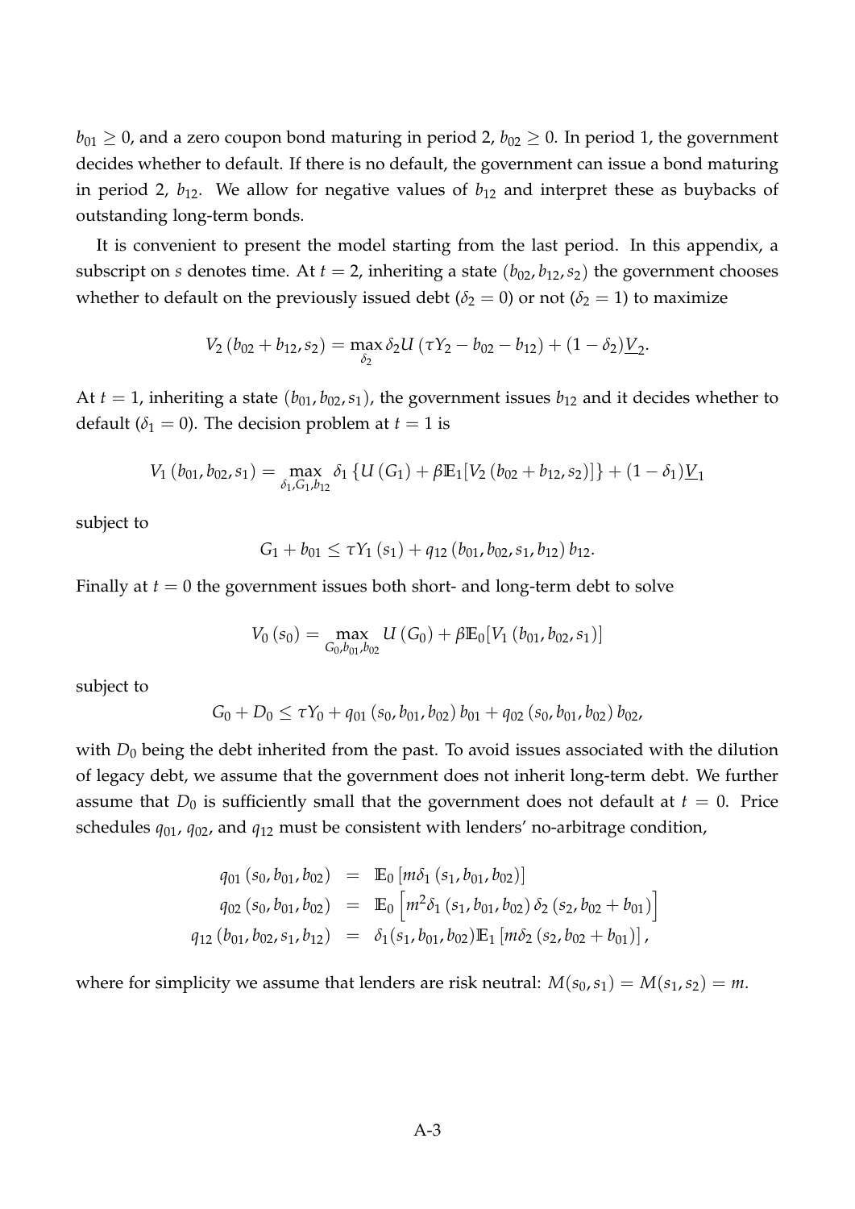$b_{01} \geq 0$, and a zero coupon bond maturing in period 2, $b_{02} \geq 0$. In period 1, the government decides whether to default. If there is no default, the government can issue a bond maturing in period 2, $b_{12}$. We allow for negative values of $b_{12}$ and interpret these as buybacks of outstanding long-term bonds.

It is convenient to present the model starting from the last period. In this appendix, a subscript on $s$ denotes time. At $t = 2$, inheriting a state $(b_{02}, b_{12}, s_2)$ the government chooses whether to default on the previously issued debt ($\delta_2 = 0$) or not ($\delta_2 = 1$) to maximize

$$V_2 (b_{02} + b_{12}, s_2) = \max_{\delta_2} \delta_2 U (\tau Y_2 - b_{02} - b_{12}) + (1 - \delta_2) \underline{V_2}.$$

At $t = 1$, inheriting a state $(b_{01}, b_{02}, s_1)$, the government issues $b_{12}$ and it decides whether to default ($\delta_1 = 0$). The decision problem at $t = 1$ is

$$V_1 (b_{01}, b_{02}, s_1) = \max_{\delta_1, G_1, b_{12}} \delta_1 \{U (G_1) + \beta \mathbb{E}_1[V_2 (b_{02} + b_{12}, s_2)]\} + (1 - \delta_1) \underline{V}_1$$

subject to

$$G_1 + b_{01} \leq \tau Y_1 (s_1) + q_{12} (b_{01}, b_{02}, s_1, b_{12}) b_{12}.$$

Finally at $t = 0$ the government issues both short- and long-term debt to solve

$$V_0 (s_0) = \max_{G_0, b_{01}, b_{02}} U (G_0) + \beta \mathbb{E}_0[V_1 (b_{01}, b_{02}, s_1)]$$

subject to

$$G_0 + D_0 \leq \tau Y_0 + q_{01} (s_0, b_{01}, b_{02}) b_{01} + q_{02} (s_0, b_{01}, b_{02}) b_{02},$$

with $D_0$ being the debt inherited from the past. To avoid issues associated with the dilution of legacy debt, we assume that the government does not inherit long-term debt. We further assume that $D_0$ is sufficiently small that the government does not default at $t = 0$. Price schedules $q_{01}$, $q_{02}$, and $q_{12}$ must be consistent with lenders' no-arbitrage condition,

$$\begin{aligned}
q_{01} (s_0, b_{01}, b_{02}) &= \mathbb{E}_0 [m \delta_1 (s_1, b_{01}, b_{02})] \\
q_{02} (s_0, b_{01}, b_{02}) &= \mathbb{E}_0 \left[m^2 \delta_1 (s_1, b_{01}, b_{02}) \delta_2 (s_2, b_{02} + b_{01})\right] \\
q_{12} (b_{01}, b_{02}, s_1, b_{12}) &= \delta_1 (s_1, b_{01}, b_{02}) \mathbb{E}_1 [m \delta_2 (s_2, b_{02} + b_{01})],
\end{aligned}$$

where for simplicity we assume that lenders are risk neutral: $M(s_0, s_1) = M(s_1, s_2) = m$.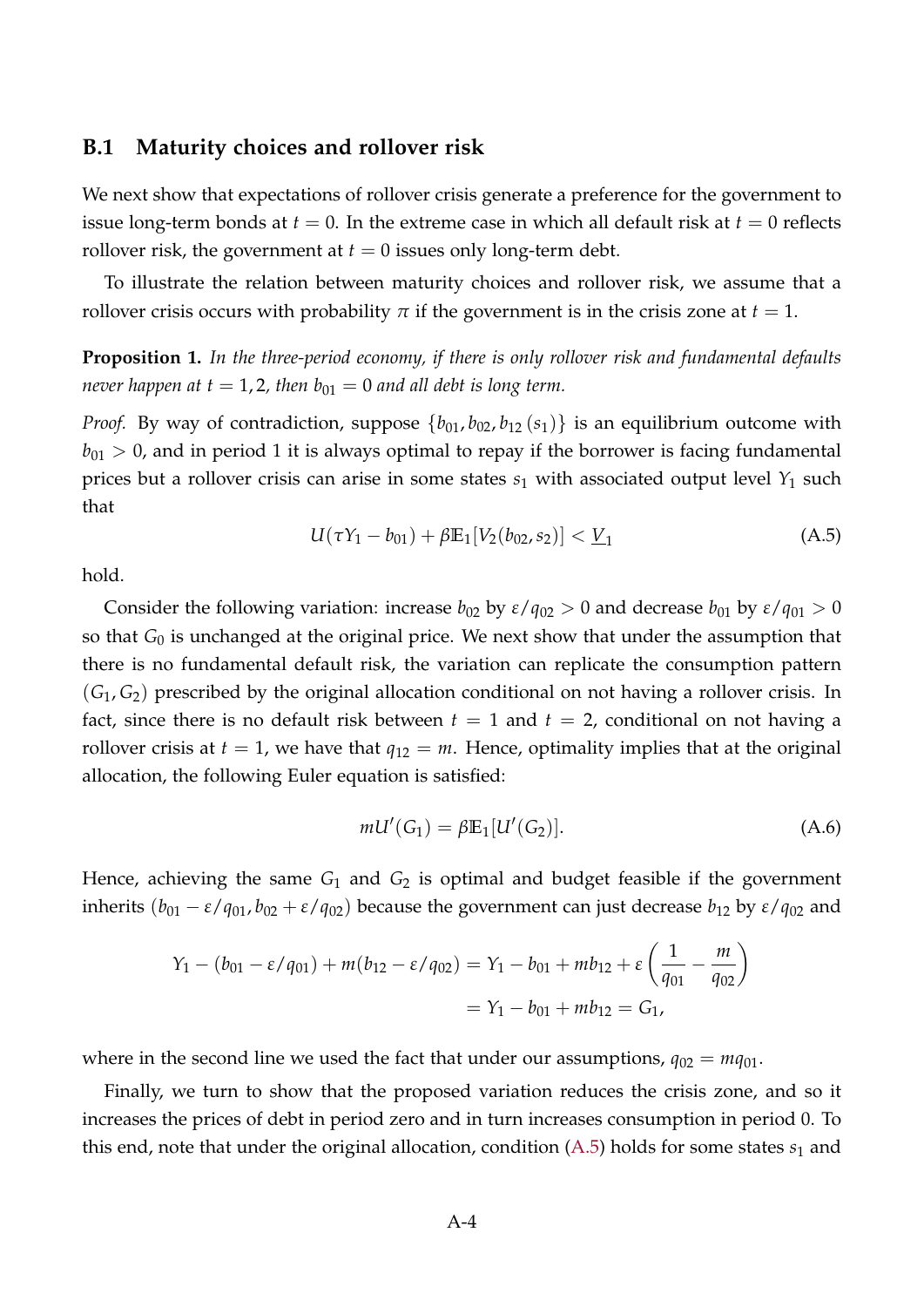## B.1 Maturity choices and rollover risk

We next show that expectations of rollover crisis generate a preference for the government to issue long-term bonds at $t = 0$. In the extreme case in which all default risk at $t = 0$ reflects rollover risk, the government at $t = 0$ issues only long-term debt.

To illustrate the relation between maturity choices and rollover risk, we assume that a rollover crisis occurs with probability $\pi$ if the government is in the crisis zone at $t = 1$.

**Proposition 1.** *In the three-period economy, if there is only rollover risk and fundamental defaults never happen at $t = 1, 2$, then $b_{01} = 0$ and all debt is long term.*

*Proof.* By way of contradiction, suppose $\{b_{01}, b_{02}, b_{12}(s_1)\}$ is an equilibrium outcome with $b_{01} > 0$, and in period 1 it is always optimal to repay if the borrower is facing fundamental prices but a rollover crisis can arise in some states $s_1$ with associated output level $Y_1$ such that

$$U(\tau Y_1 - b_{01}) + \beta \mathbb{E}_1[V_2(b_{02}, s_2)] < \underline{V}_1 \tag{A.5}$$

hold.

Consider the following variation: increase $b_{02}$ by $\varepsilon / q_{02} > 0$ and decrease $b_{01}$ by $\varepsilon / q_{01} > 0$ so that $G_0$ is unchanged at the original price. We next show that under the assumption that there is no fundamental default risk, the variation can replicate the consumption pattern $(G_1, G_2)$ prescribed by the original allocation conditional on not having a rollover crisis. In fact, since there is no default risk between $t = 1$ and $t = 2$, conditional on not having a rollover crisis at $t = 1$, we have that $q_{12} = m$. Hence, optimality implies that at the original allocation, the following Euler equation is satisfied:

$$mU'(G_1) = \beta \mathbb{E}_1[U'(G_2)]. \tag{A.6}$$

Hence, achieving the same $G_1$ and $G_2$ is optimal and budget feasible if the government inherits $(b_{01} - \varepsilon / q_{01}, b_{02} + \varepsilon / q_{02})$ because the government can just decrease $b_{12}$ by $\varepsilon / q_{02}$ and

$$\begin{aligned} Y_1 - (b_{01} - \varepsilon / q_{01}) + m(b_{12} - \varepsilon / q_{02}) &= Y_1 - b_{01} + mb_{12} + \varepsilon \left( \frac{1}{q_{01}} - \frac{m}{q_{02}} \right) \\ &= Y_1 - b_{01} + mb_{12} = G_1, \end{aligned}$$

where in the second line we used the fact that under our assumptions, $q_{02} = mq_{01}$.

Finally, we turn to show that the proposed variation reduces the crisis zone, and so it increases the prices of debt in period zero and in turn increases consumption in period 0. To this end, note that under the original allocation, condition (A.5) holds for some states $s_1$ and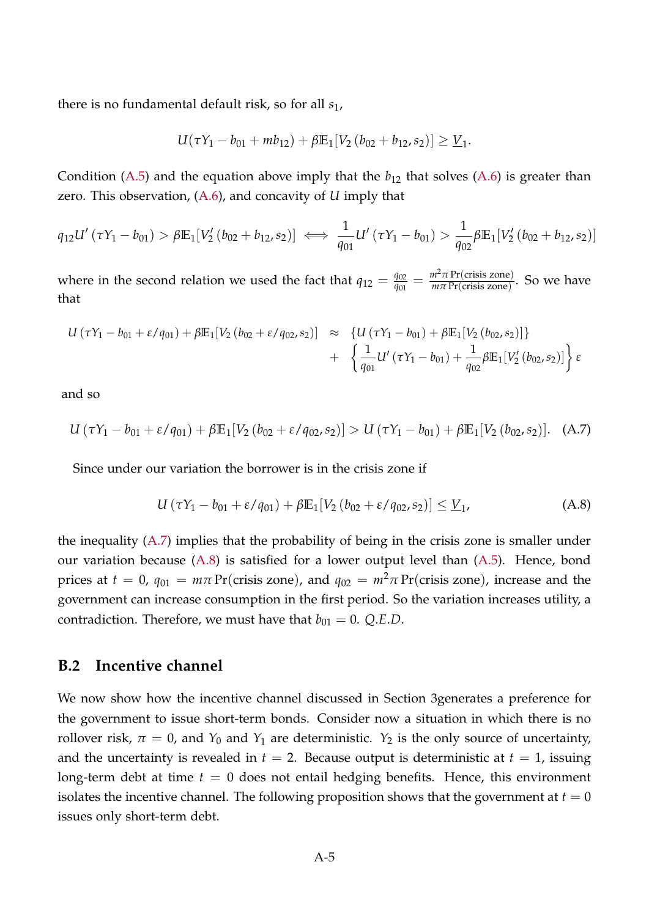there is no fundamental default risk, so for all $s_1$,

$$U(\tau Y_1 - b_{01} + mb_{12}) + \beta \mathbb{E}_1[V_2(b_{02} + b_{12}, s_2)] \geq \underline{V}_1.$$

Condition (A.5) and the equation above imply that the $b_{12}$ that solves (A.6) is greater than zero. This observation, (A.6), and concavity of $U$ imply that

$$q_{12} U'(\tau Y_1 - b_{01}) > \beta \mathbb{E}_1[V_2'(b_{02} + b_{12}, s_2)] \iff \frac{1}{q_{01}} U'(\tau Y_1 - b_{01}) > \frac{1}{q_{02}} \beta \mathbb{E}_1[V_2'(b_{02} + b_{12}, s_2)]$$

where in the second relation we used the fact that $q_{12} = \frac{q_{02}}{q_{01}} = \frac{m^2 \pi \Pr(\text{crisis zone})}{m\pi \Pr(\text{crisis zone})}$. So we have that

$$\begin{aligned} U(\tau Y_1 - b_{01} + \varepsilon/q_{01}) + \beta \mathbb{E}_1[V_2(b_{02} + \varepsilon/q_{02}, s_2)] \;&\approx\; \{U(\tau Y_1 - b_{01}) + \beta \mathbb{E}_1[V_2(b_{02}, s_2)]\} \\ &+ \;\left\{ \frac{1}{q_{01}} U'(\tau Y_1 - b_{01}) + \frac{1}{q_{02}} \beta \mathbb{E}_1[V_2'(b_{02}, s_2)] \right\} \varepsilon \end{aligned}$$

and so

$$U(\tau Y_1 - b_{01} + \varepsilon/q_{01}) + \beta \mathbb{E}_1[V_2(b_{02} + \varepsilon/q_{02}, s_2)] > U(\tau Y_1 - b_{01}) + \beta \mathbb{E}_1[V_2(b_{02}, s_2)]. \quad \text{(A.7)}$$

Since under our variation the borrower is in the crisis zone if

$$U(\tau Y_1 - b_{01} + \varepsilon/q_{01}) + \beta \mathbb{E}_1[V_2(b_{02} + \varepsilon/q_{02}, s_2)] \leq \underline{V}_1, \quad \text{(A.8)}$$

the inequality (A.7) implies that the probability of being in the crisis zone is smaller under our variation because (A.8) is satisfied for a lower output level than (A.5). Hence, bond prices at $t = 0$, $q_{01} = m\pi \Pr(\text{crisis zone})$, and $q_{02} = m^2 \pi \Pr(\text{crisis zone})$, increase and the government can increase consumption in the first period. So the variation increases utility, a contradiction. Therefore, we must have that $b_{01} = 0$. *Q.E.D.*

## B.2 Incentive channel

We now show how the incentive channel discussed in Section 3generates a preference for the government to issue short-term bonds. Consider now a situation in which there is no rollover risk, $\pi = 0$, and $Y_0$ and $Y_1$ are deterministic. $Y_2$ is the only source of uncertainty, and the uncertainty is revealed in $t = 2$. Because output is deterministic at $t = 1$, issuing long-term debt at time $t = 0$ does not entail hedging benefits. Hence, this environment isolates the incentive channel. The following proposition shows that the government at $t = 0$ issues only short-term debt.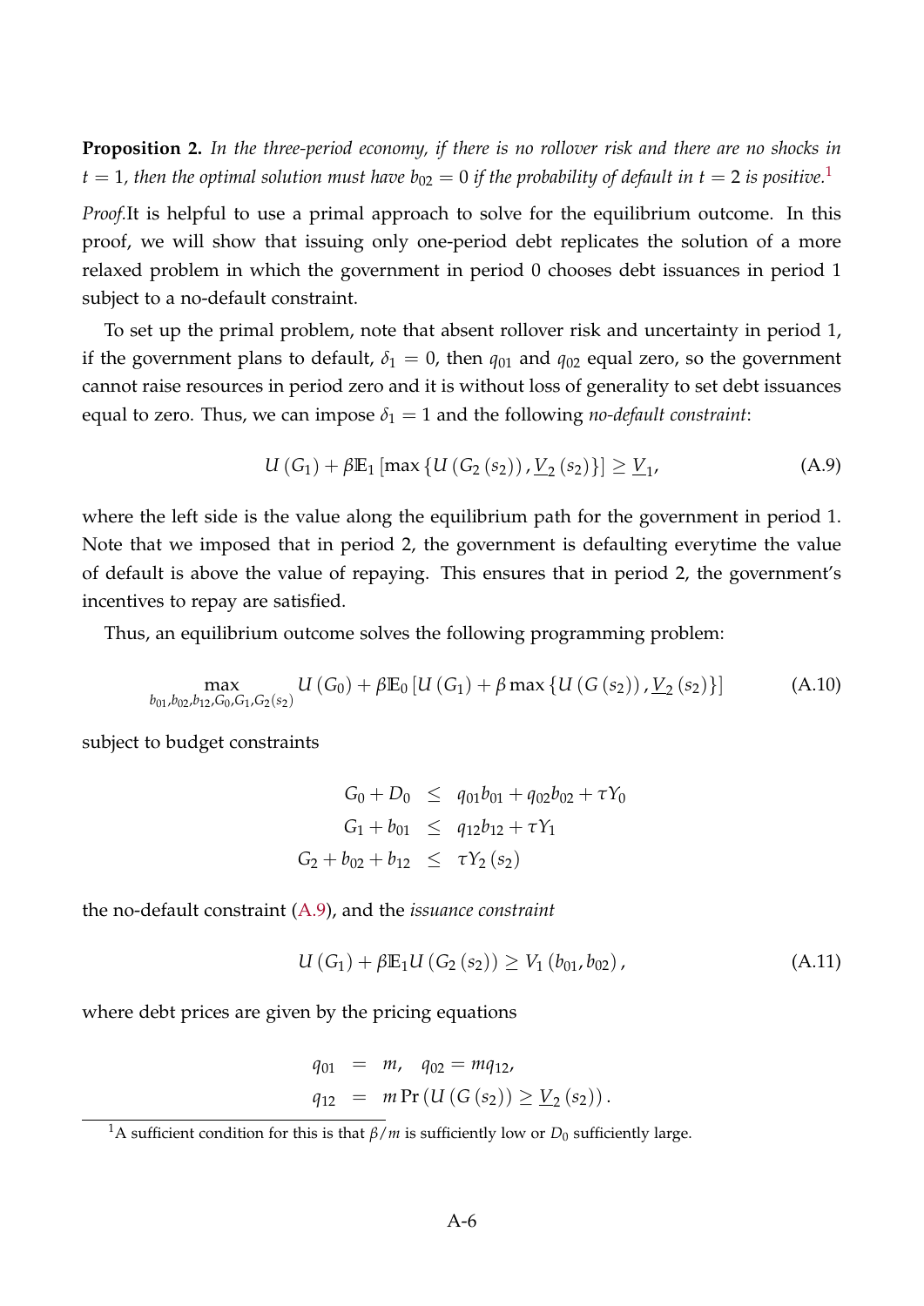**Proposition 2.** *In the three-period economy, if there is no rollover risk and there are no shocks in $t = 1$, then the optimal solution must have $b_{02} = 0$ if the probability of default in $t = 2$ is positive.*[1]

*Proof.*It is helpful to use a primal approach to solve for the equilibrium outcome. In this proof, we will show that issuing only one-period debt replicates the solution of a more relaxed problem in which the government in period 0 chooses debt issuances in period 1 subject to a no-default constraint.

To set up the primal problem, note that absent rollover risk and uncertainty in period 1, if the government plans to default, $\delta_1 = 0$, then $q_{01}$ and $q_{02}$ equal zero, so the government cannot raise resources in period zero and it is without loss of generality to set debt issuances equal to zero. Thus, we can impose $\delta_1 = 1$ and the following *no-default constraint*:

$$U(G_1) + \beta \mathbb{E}_1 \left[ \max \left\{ U(G_2(s_2)), \underline{V}_2(s_2) \right\} \right] \geq \underline{V}_1, \tag{A.9}$$

where the left side is the value along the equilibrium path for the government in period 1. Note that we imposed that in period 2, the government is defaulting everytime the value of default is above the value of repaying. This ensures that in period 2, the government's incentives to repay are satisfied.

Thus, an equilibrium outcome solves the following programming problem:

$$\max_{b_{01}, b_{02}, b_{12}, G_0, G_1, G_2(s_2)} U(G_0) + \beta \mathbb{E}_0 \left[ U(G_1) + \beta \max \left\{ U(G(s_2)), \underline{V}_2(s_2) \right\} \right] \tag{A.10}$$

subject to budget constraints

$$\begin{aligned}
G_0 + D_0 &\leq q_{01} b_{01} + q_{02} b_{02} + \tau Y_0 \\
G_1 + b_{01} &\leq q_{12} b_{12} + \tau Y_1 \\
G_2 + b_{02} + b_{12} &\leq \tau Y_2(s_2)
\end{aligned}$$

the no-default constraint (A.9), and the *issuance constraint*

$$U(G_1) + \beta \mathbb{E}_1 U(G_2(s_2)) \geq V_1(b_{01}, b_{02}), \tag{A.11}$$

where debt prices are given by the pricing equations

$$\begin{aligned}
q_{01} &= m, \quad q_{02} = m q_{12}, \\
q_{12} &= m \Pr\left( U(G(s_2)) \geq \underline{V}_2(s_2) \right).
\end{aligned}$$

---

[1] A sufficient condition for this is that $\beta/m$ is sufficiently low or $D_0$ sufficiently large.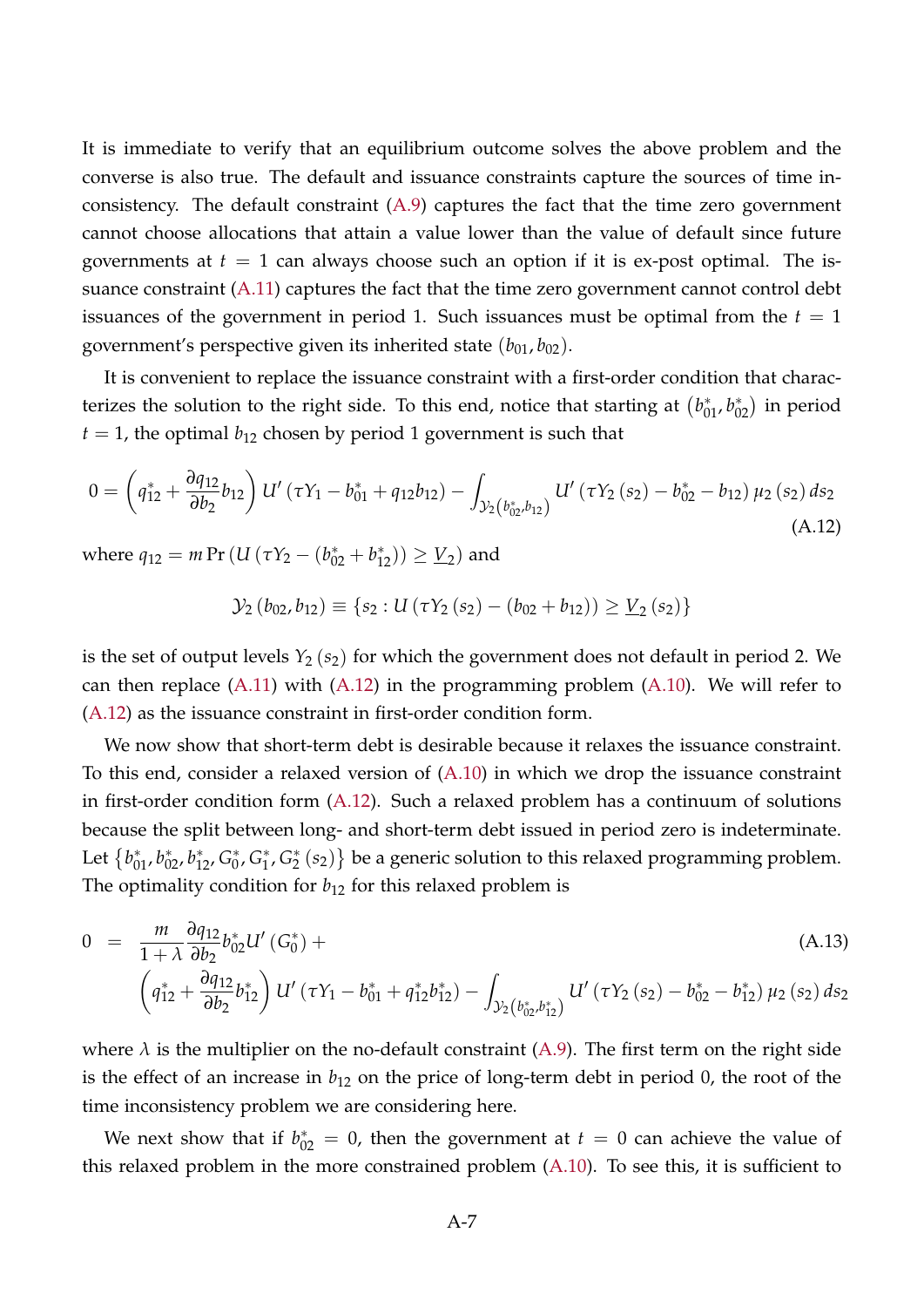It is immediate to verify that an equilibrium outcome solves the above problem and the converse is also true. The default and issuance constraints capture the sources of time inconsistency. The default constraint (A.9) captures the fact that the time zero government cannot choose allocations that attain a value lower than the value of default since future governments at $t = 1$ can always choose such an option if it is ex-post optimal. The issuance constraint (A.11) captures the fact that the time zero government cannot control debt issuances of the government in period 1. Such issuances must be optimal from the $t = 1$ government's perspective given its inherited state $(b_{01}, b_{02})$.

It is convenient to replace the issuance constraint with a first-order condition that characterizes the solution to the right side. To this end, notice that starting at $\left(b_{01}^*, b_{02}^*\right)$ in period $t = 1$, the optimal $b_{12}$ chosen by period 1 government is such that

$$0 = \left(q_{12}^* + \frac{\partial q_{12}}{\partial b_2} b_{12}\right) U'\left(\tau Y_1 - b_{01}^* + q_{12} b_{12}\right) - \int_{\mathcal{Y}_2\left(b_{02}^*, b_{12}\right)} U'\left(\tau Y_2\left(s_2\right) - b_{02}^* - b_{12}\right) \mu_2\left(s_2\right) ds_2 \tag{A.12}$$

where $q_{12} = m \Pr\left(U\left(\tau Y_2 - \left(b_{02}^* + b_{12}^*\right)\right) \geq \underline{V}_2\right)$ and

$$\mathcal{Y}_2\left(b_{02}, b_{12}\right) \equiv \left\{s_2 : U\left(\tau Y_2\left(s_2\right) - \left(b_{02} + b_{12}\right)\right) \geq \underline{V}_2\left(s_2\right)\right\}$$

is the set of output levels $Y_2\left(s_2\right)$ for which the government does not default in period 2. We can then replace (A.11) with (A.12) in the programming problem (A.10). We will refer to (A.12) as the issuance constraint in first-order condition form.

We now show that short-term debt is desirable because it relaxes the issuance constraint. To this end, consider a relaxed version of (A.10) in which we drop the issuance constraint in first-order condition form (A.12). Such a relaxed problem has a continuum of solutions because the split between long- and short-term debt issued in period zero is indeterminate. Let $\left\{b_{01}^*, b_{02}^*, b_{12}^*, G_0^*, G_1^*, G_2^*\left(s_2\right)\right\}$ be a generic solution to this relaxed programming problem. The optimality condition for $b_{12}$ for this relaxed problem is

$$\begin{aligned} 0 \quad = \quad & \frac{m}{1+\lambda} \frac{\partial q_{12}}{\partial b_2} b_{02}^* U'\left(G_0^*\right) + \\ & \left(q_{12}^* + \frac{\partial q_{12}}{\partial b_2} b_{12}^*\right) U'\left(\tau Y_1 - b_{01}^* + q_{12}^* b_{12}^*\right) - \int_{\mathcal{Y}_2\left(b_{02}^*, b_{12}^*\right)} U'\left(\tau Y_2\left(s_2\right) - b_{02}^* - b_{12}^*\right) \mu_2\left(s_2\right) ds_2 \end{aligned} \tag{A.13}$$

where $\lambda$ is the multiplier on the no-default constraint (A.9). The first term on the right side is the effect of an increase in $b_{12}$ on the price of long-term debt in period 0, the root of the time inconsistency problem we are considering here.

We next show that if $b_{02}^* = 0$, then the government at $t = 0$ can achieve the value of this relaxed problem in the more constrained problem (A.10). To see this, it is sufficient to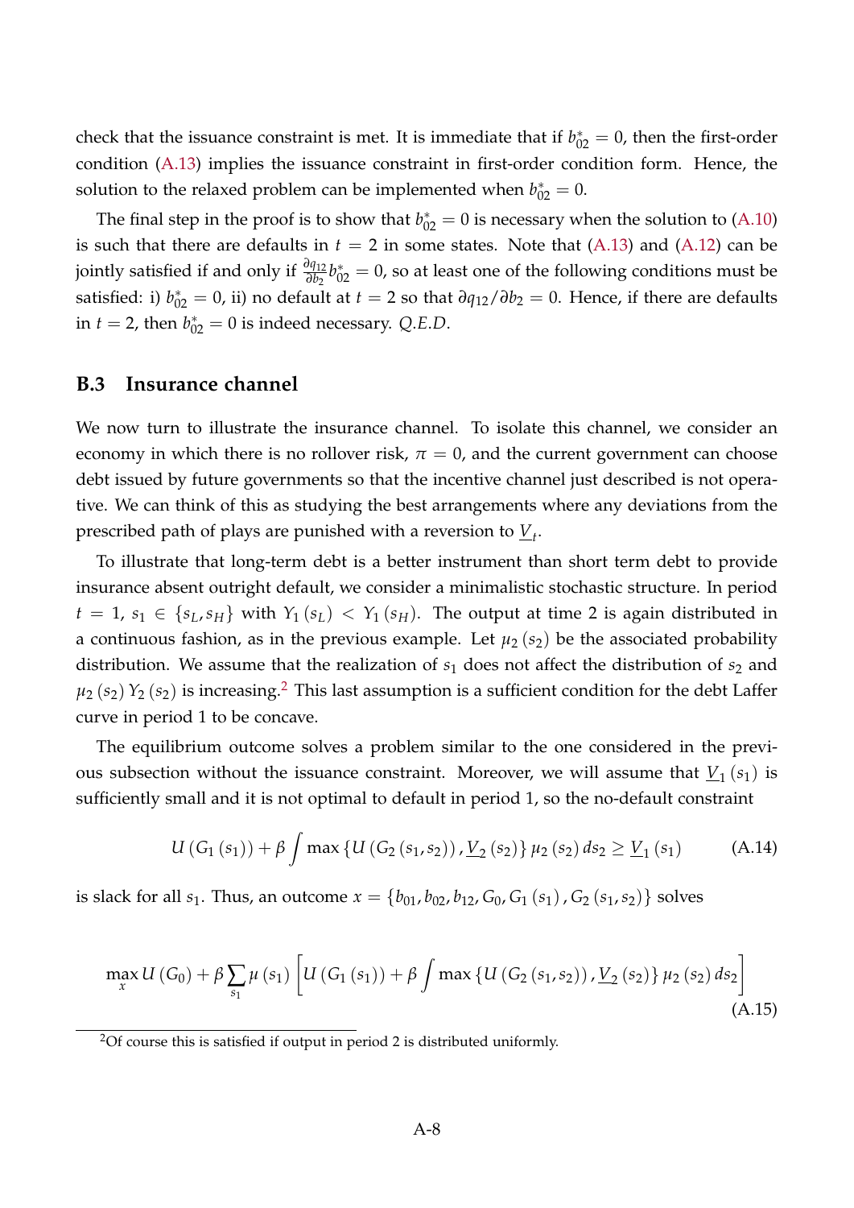check that the issuance constraint is met. It is immediate that if $b_{02}^* = 0$, then the first-order condition (A.13) implies the issuance constraint in first-order condition form. Hence, the solution to the relaxed problem can be implemented when $b_{02}^* = 0$.

The final step in the proof is to show that $b_{02}^* = 0$ is necessary when the solution to (A.10) is such that there are defaults in $t = 2$ in some states. Note that (A.13) and (A.12) can be jointly satisfied if and only if $\frac{\partial q_{12}}{\partial b_2} b_{02}^* = 0$, so at least one of the following conditions must be satisfied: i) $b_{02}^* = 0$, ii) no default at $t = 2$ so that $\partial q_{12} / \partial b_2 = 0$. Hence, if there are defaults in $t = 2$, then $b_{02}^* = 0$ is indeed necessary. *Q.E.D.*

### B.3 Insurance channel

We now turn to illustrate the insurance channel. To isolate this channel, we consider an economy in which there is no rollover risk, $\pi = 0$, and the current government can choose debt issued by future governments so that the incentive channel just described is not operative. We can think of this as studying the best arrangements where any deviations from the prescribed path of plays are punished with a reversion to $\underline{V}_t$.

To illustrate that long-term debt is a better instrument than short term debt to provide insurance absent outright default, we consider a minimalistic stochastic structure. In period $t = 1$, $s_1 \in \{s_L, s_H\}$ with $Y_1(s_L) < Y_1(s_H)$. The output at time 2 is again distributed in a continuous fashion, as in the previous example. Let $\mu_2(s_2)$ be the associated probability distribution. We assume that the realization of $s_1$ does not affect the distribution of $s_2$ and $\mu_2(s_2) Y_2(s_2)$ is increasing.[2] This last assumption is a sufficient condition for the debt Laffer curve in period 1 to be concave.

The equilibrium outcome solves a problem similar to the one considered in the previous subsection without the issuance constraint. Moreover, we will assume that $\underline{V}_1(s_1)$ is sufficiently small and it is not optimal to default in period 1, so the no-default constraint

$$U(G_1(s_1)) + \beta \int \max\{U(G_2(s_1, s_2)), \underline{V}_2(s_2)\} \mu_2(s_2) \, ds_2 \geq \underline{V}_1(s_1) \tag{A.14}$$

is slack for all $s_1$. Thus, an outcome $x = \{b_{01}, b_{02}, b_{12}, G_0, G_1(s_1), G_2(s_1, s_2)\}$ solves

$$\max_x U(G_0) + \beta \sum_{s_1} \mu(s_1) \left[ U(G_1(s_1)) + \beta \int \max\{U(G_2(s_1, s_2)), \underline{V}_2(s_2)\} \mu_2(s_2) \, ds_2 \right] \tag{A.15}$$

[2] Of course this is satisfied if output in period 2 is distributed uniformly.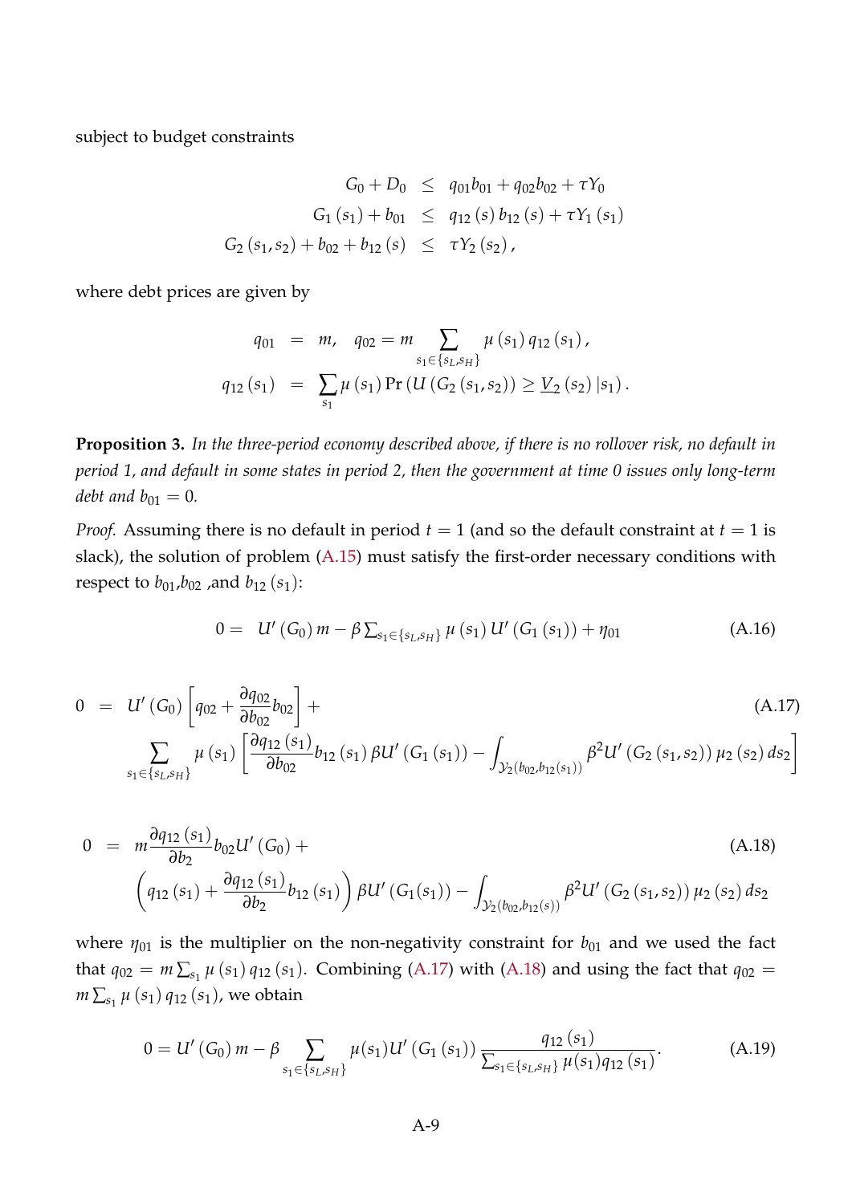subject to budget constraints

$$
\begin{aligned}
G_0 + D_0 &\leq q_{01} b_{01} + q_{02} b_{02} + \tau Y_0 \\
G_1(s_1) + b_{01} &\leq q_{12}(s) b_{12}(s) + \tau Y_1(s_1) \\
G_2(s_1, s_2) + b_{02} + b_{12}(s) &\leq \tau Y_2(s_2),
\end{aligned}
$$

where debt prices are given by

$$
\begin{aligned}
q_{01} &= m, \quad q_{02} = m \sum_{s_1 \in \{s_L, s_H\}} \mu(s_1) q_{12}(s_1), \\
q_{12}(s_1) &= \sum_{s_1} \mu(s_1) \Pr\left(U(G_2(s_1, s_2)) \geq \underline{V}_2(s_2) \,|\, s_1\right).
\end{aligned}
$$

**Proposition 3.** *In the three-period economy described above, if there is no rollover risk, no default in period 1, and default in some states in period 2, then the government at time 0 issues only long-term debt and* $b_{01} = 0$*.*

*Proof.* Assuming there is no default in period $t = 1$ (and so the default constraint at $t = 1$ is slack), the solution of problem (A.15) must satisfy the first-order necessary conditions with respect to $b_{01}$,$b_{02}$ ,and $b_{12}(s_1)$:

$$
0 = U'(G_0) m - \beta \textstyle\sum_{s_1 \in \{s_L, s_H\}} \mu(s_1) U'(G_1(s_1)) + \eta_{01} \tag{A.16}
$$

$$
\begin{aligned}
0 = \; & U'(G_0) \left[ q_{02} + \frac{\partial q_{02}}{\partial b_{02}} b_{02} \right] + \\
& \sum_{s_1 \in \{s_L, s_H\}} \mu(s_1) \left[ \frac{\partial q_{12}(s_1)}{\partial b_{02}} b_{12}(s_1) \beta U'(G_1(s_1)) - \int_{\mathcal{Y}_2(b_{02}, b_{12}(s_1))} \beta^2 U'(G_2(s_1, s_2)) \mu_2(s_2) \, ds_2 \right]
\end{aligned} \tag{A.17}
$$

$$
\begin{aligned}
0 = \; & m \frac{\partial q_{12}(s_1)}{\partial b_2} b_{02} U'(G_0) + \\
& \left( q_{12}(s_1) + \frac{\partial q_{12}(s_1)}{\partial b_2} b_{12}(s_1) \right) \beta U'(G_1(s_1)) - \int_{\mathcal{Y}_2(b_{02}, b_{12}(s))} \beta^2 U'(G_2(s_1, s_2)) \mu_2(s_2) \, ds_2
\end{aligned} \tag{A.18}
$$

where $\eta_{01}$ is the multiplier on the non-negativity constraint for $b_{01}$ and we used the fact that $q_{02} = m \sum_{s_1} \mu(s_1) q_{12}(s_1)$. Combining (A.17) with (A.18) and using the fact that $q_{02} = m \sum_{s_1} \mu(s_1) q_{12}(s_1)$, we obtain

$$
0 = U'(G_0) m - \beta \sum_{s_1 \in \{s_L, s_H\}} \mu(s_1) U'(G_1(s_1)) \frac{q_{12}(s_1)}{\sum_{s_1 \in \{s_L, s_H\}} \mu(s_1) q_{12}(s_1)}. \tag{A.19}
$$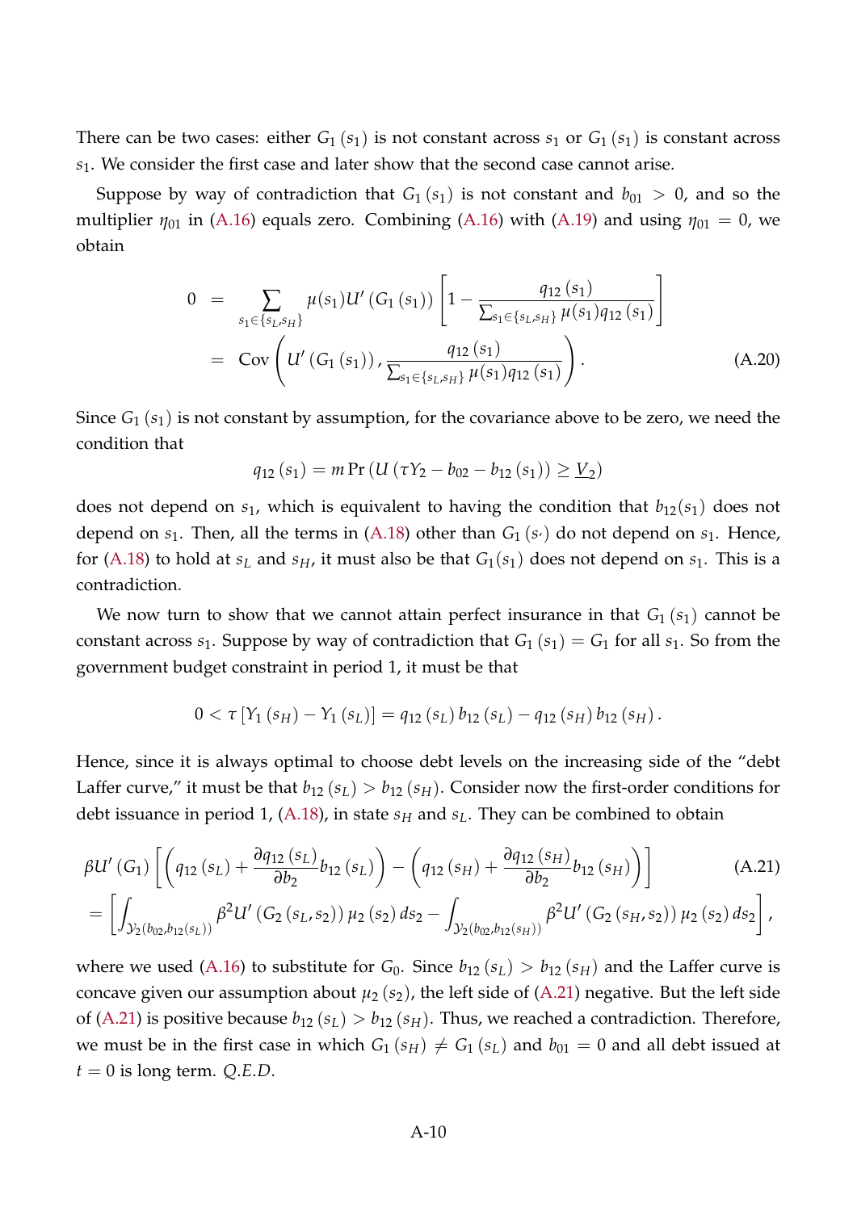There can be two cases: either $G_1(s_1)$ is not constant across $s_1$ or $G_1(s_1)$ is constant across $s_1$. We consider the first case and later show that the second case cannot arise.

Suppose by way of contradiction that $G_1(s_1)$ is not constant and $b_{01} > 0$, and so the multiplier $\eta_{01}$ in (A.16) equals zero. Combining (A.16) with (A.19) and using $\eta_{01} = 0$, we obtain

$$
\begin{aligned}
0 &= \sum_{s_1 \in \{s_L, s_H\}} \mu(s_1) U'(G_1(s_1)) \left[ 1 - \frac{q_{12}(s_1)}{\sum_{s_1 \in \{s_L, s_H\}} \mu(s_1) q_{12}(s_1)} \right] \\
&= \text{Cov}\left( U'(G_1(s_1)), \frac{q_{12}(s_1)}{\sum_{s_1 \in \{s_L, s_H\}} \mu(s_1) q_{12}(s_1)} \right). \qquad \text{(A.20)}
\end{aligned}
$$

Since $G_1(s_1)$ is not constant by assumption, for the covariance above to be zero, we need the condition that

$$
q_{12}(s_1) = m \Pr\left( U\left(\tau Y_2 - b_{02} - b_{12}(s_1)\right) \geq \underline{V}_2 \right)
$$

does not depend on $s_1$, which is equivalent to having the condition that $b_{12}(s_1)$ does not depend on $s_1$. Then, all the terms in (A.18) other than $G_1(s_{\prime})$ do not depend on $s_1$. Hence, for (A.18) to hold at $s_L$ and $s_H$, it must also be that $G_1(s_1)$ does not depend on $s_1$. This is a contradiction.

We now turn to show that we cannot attain perfect insurance in that $G_1(s_1)$ cannot be constant across $s_1$. Suppose by way of contradiction that $G_1(s_1) = G_1$ for all $s_1$. So from the government budget constraint in period 1, it must be that

$$
0 < \tau \left[ Y_1(s_H) - Y_1(s_L) \right] = q_{12}(s_L) b_{12}(s_L) - q_{12}(s_H) b_{12}(s_H).
$$

Hence, since it is always optimal to choose debt levels on the increasing side of the "debt Laffer curve," it must be that $b_{12}(s_L) > b_{12}(s_H)$. Consider now the first-order conditions for debt issuance in period 1, (A.18), in state $s_H$ and $s_L$. They can be combined to obtain

$$
\begin{aligned}
&\beta U'(G_1) \left[ \left( q_{12}(s_L) + \frac{\partial q_{12}(s_L)}{\partial b_2} b_{12}(s_L) \right) - \left( q_{12}(s_H) + \frac{\partial q_{12}(s_H)}{\partial b_2} b_{12}(s_H) \right) \right] \qquad \text{(A.21)} \\
&= \left[ \int_{\mathcal{Y}_2(b_{02}, b_{12}(s_L))} \beta^2 U'(G_2(s_L, s_2)) \mu_2(s_2) \, ds_2 - \int_{\mathcal{Y}_2(b_{02}, b_{12}(s_H))} \beta^2 U'(G_2(s_H, s_2)) \mu_2(s_2) \, ds_2 \right],
\end{aligned}
$$

where we used (A.16) to substitute for $G_0$. Since $b_{12}(s_L) > b_{12}(s_H)$ and the Laffer curve is concave given our assumption about $\mu_2(s_2)$, the left side of (A.21) negative. But the left side of (A.21) is positive because $b_{12}(s_L) > b_{12}(s_H)$. Thus, we reached a contradiction. Therefore, we must be in the first case in which $G_1(s_H) \neq G_1(s_L)$ and $b_{01} = 0$ and all debt issued at $t = 0$ is long term. *Q.E.D.*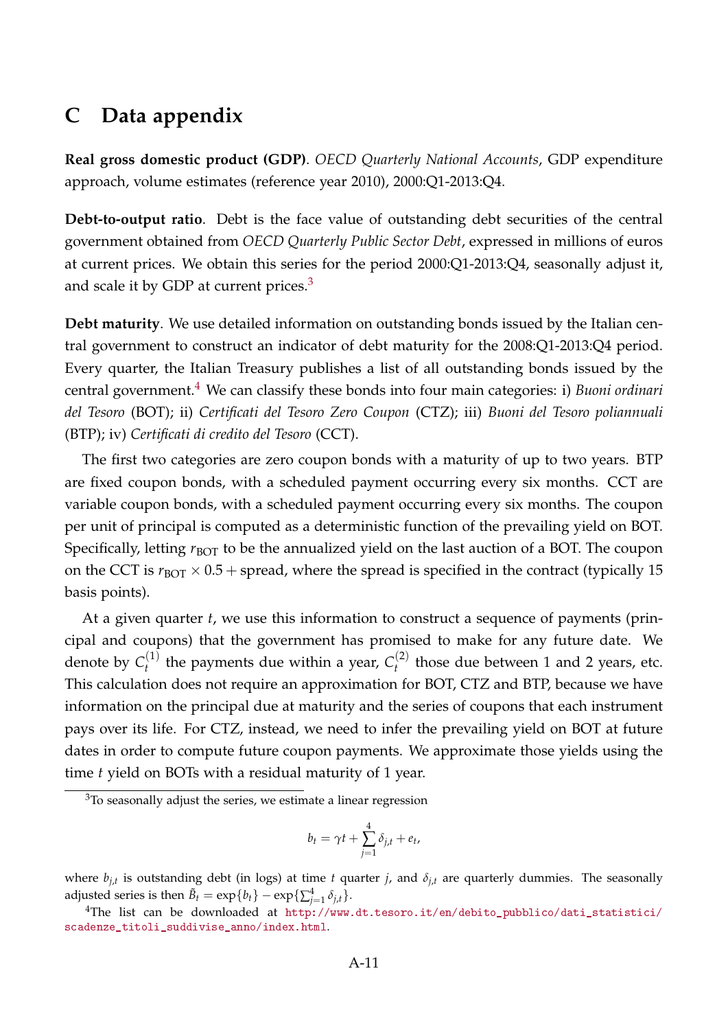# C Data appendix

**Real gross domestic product (GDP)**. *OECD Quarterly National Accounts*, GDP expenditure approach, volume estimates (reference year 2010), 2000:Q1-2013:Q4.

**Debt-to-output ratio**. Debt is the face value of outstanding debt securities of the central government obtained from *OECD Quarterly Public Sector Debt*, expressed in millions of euros at current prices. We obtain this series for the period 2000:Q1-2013:Q4, seasonally adjust it, and scale it by GDP at current prices.[3]

**Debt maturity**. We use detailed information on outstanding bonds issued by the Italian central government to construct an indicator of debt maturity for the 2008:Q1-2013:Q4 period. Every quarter, the Italian Treasury publishes a list of all outstanding bonds issued by the central government.[4] We can classify these bonds into four main categories: i) *Buoni ordinari del Tesoro* (BOT); ii) *Certificati del Tesoro Zero Coupon* (CTZ); iii) *Buoni del Tesoro poliannuali* (BTP); iv) *Certificati di credito del Tesoro* (CCT).

The first two categories are zero coupon bonds with a maturity of up to two years. BTP are fixed coupon bonds, with a scheduled payment occurring every six months. CCT are variable coupon bonds, with a scheduled payment occurring every six months. The coupon per unit of principal is computed as a deterministic function of the prevailing yield on BOT. Specifically, letting $r_{\text{BOT}}$ to be the annualized yield on the last auction of a BOT. The coupon on the CCT is $r_{\text{BOT}} \times 0.5 + \text{spread}$, where the spread is specified in the contract (typically 15 basis points).

At a given quarter $t$, we use this information to construct a sequence of payments (principal and coupons) that the government has promised to make for any future date. We denote by $C_t^{(1)}$ the payments due within a year, $C_t^{(2)}$ those due between 1 and 2 years, etc. This calculation does not require an approximation for BOT, CTZ and BTP, because we have information on the principal due at maturity and the series of coupons that each instrument pays over its life. For CTZ, instead, we need to infer the prevailing yield on BOT at future dates in order to compute future coupon payments. We approximate those yields using the time $t$ yield on BOTs with a residual maturity of 1 year.

---

[3] To seasonally adjust the series, we estimate a linear regression

$$b_t = \gamma t + \sum_{j=1}^{4} \delta_{j,t} + e_t,$$

where $b_{j,t}$ is outstanding debt (in logs) at time $t$ quarter $j$, and $\delta_{j,t}$ are quarterly dummies. The seasonally adjusted series is then $\tilde{B}_t = \exp\{b_t\} - \exp\{\sum_{j=1}^{4} \delta_{j,t}\}$.

[4] The list can be downloaded at http://www.dt.tesoro.it/en/debito_pubblico/dati_statistici/scadenze_titoli_suddivise_anno/index.html.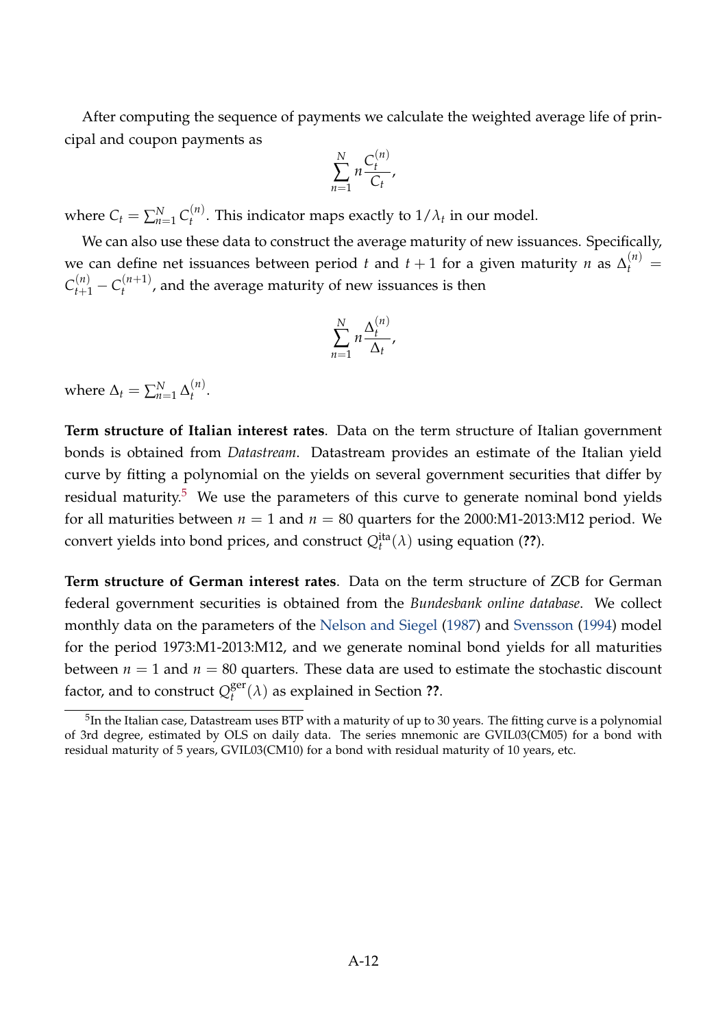After computing the sequence of payments we calculate the weighted average life of principal and coupon payments as

$$\sum_{n=1}^{N} n \frac{C_t^{(n)}}{C_t},$$

where $C_t = \sum_{n=1}^{N} C_t^{(n)}$. This indicator maps exactly to $1/\lambda_t$ in our model.

We can also use these data to construct the average maturity of new issuances. Specifically, we can define net issuances between period $t$ and $t+1$ for a given maturity $n$ as $\Delta_t^{(n)} = C_{t+1}^{(n)} - C_t^{(n+1)}$, and the average maturity of new issuances is then

$$\sum_{n=1}^{N} n \frac{\Delta_t^{(n)}}{\Delta_t},$$

where $\Delta_t = \sum_{n=1}^{N} \Delta_t^{(n)}$.

**Term structure of Italian interest rates**. Data on the term structure of Italian government bonds is obtained from *Datastream*. Datastream provides an estimate of the Italian yield curve by fitting a polynomial on the yields on several government securities that differ by residual maturity.[5] We use the parameters of this curve to generate nominal bond yields for all maturities between $n = 1$ and $n = 80$ quarters for the 2000:M1-2013:M12 period. We convert yields into bond prices, and construct $Q_t^{\text{ita}}(\lambda)$ using equation (**??**).

**Term structure of German interest rates**. Data on the term structure of ZCB for German federal government securities is obtained from the *Bundesbank online database*. We collect monthly data on the parameters of the Nelson and Siegel (1987) and Svensson (1994) model for the period 1973:M1-2013:M12, and we generate nominal bond yields for all maturities between $n = 1$ and $n = 80$ quarters. These data are used to estimate the stochastic discount factor, and to construct $Q_t^{\text{ger}}(\lambda)$ as explained in Section **??**.

[5] In the Italian case, Datastream uses BTP with a maturity of up to 30 years. The fitting curve is a polynomial of 3rd degree, estimated by OLS on daily data. The series mnemonic are GVIL03(CM05) for a bond with residual maturity of 5 years, GVIL03(CM10) for a bond with residual maturity of 10 years, etc.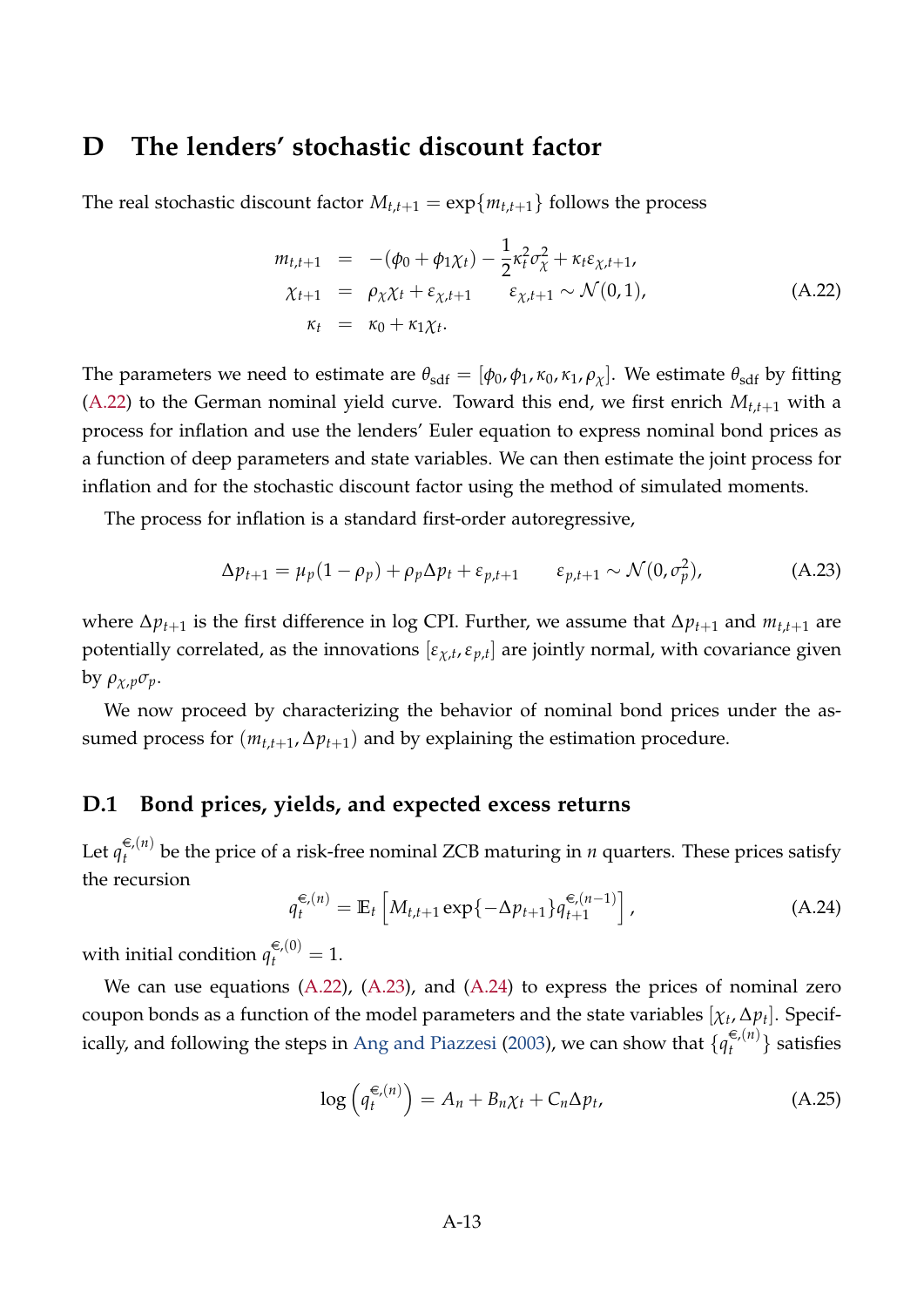# D The lenders' stochastic discount factor

The real stochastic discount factor $M_{t,t+1} = \exp\{m_{t,t+1}\}$ follows the process

$$
\begin{aligned}
m_{t,t+1} &= -(\phi_0 + \phi_1 \chi_t) - \frac{1}{2}\kappa_t^2 \sigma_\chi^2 + \kappa_t \varepsilon_{\chi,t+1}, \\
\chi_{t+1} &= \rho_\chi \chi_t + \varepsilon_{\chi,t+1} \qquad \varepsilon_{\chi,t+1} \sim \mathcal{N}(0,1), \\
\kappa_t &= \kappa_0 + \kappa_1 \chi_t.
\end{aligned}
\tag{A.22}
$$

The parameters we need to estimate are $\theta_{\text{sdf}} = [\phi_0, \phi_1, \kappa_0, \kappa_1, \rho_\chi]$. We estimate $\theta_{\text{sdf}}$ by fitting (A.22) to the German nominal yield curve. Toward this end, we first enrich $M_{t,t+1}$ with a process for inflation and use the lenders' Euler equation to express nominal bond prices as a function of deep parameters and state variables. We can then estimate the joint process for inflation and for the stochastic discount factor using the method of simulated moments.

The process for inflation is a standard first-order autoregressive,

$$
\Delta p_{t+1} = \mu_p(1-\rho_p) + \rho_p \Delta p_t + \varepsilon_{p,t+1} \qquad \varepsilon_{p,t+1} \sim \mathcal{N}(0, \sigma_p^2),
\tag{A.23}
$$

where $\Delta p_{t+1}$ is the first difference in log CPI. Further, we assume that $\Delta p_{t+1}$ and $m_{t,t+1}$ are potentially correlated, as the innovations $[\varepsilon_{\chi,t}, \varepsilon_{p,t}]$ are jointly normal, with covariance given by $\rho_{\chi,p}\sigma_p$.

We now proceed by characterizing the behavior of nominal bond prices under the assumed process for $(m_{t,t+1}, \Delta p_{t+1})$ and by explaining the estimation procedure.

## D.1 Bond prices, yields, and expected excess returns

Let $q_t^{€,(n)}$ be the price of a risk-free nominal ZCB maturing in $n$ quarters. These prices satisfy the recursion

$$
q_t^{€,(n)} = \mathbb{E}_t \left[ M_{t,t+1} \exp\{-\Delta p_{t+1}\} q_{t+1}^{€,(n-1)} \right],
\tag{A.24}
$$

with initial condition $q_t^{€,(0)} = 1$.

We can use equations (A.22), (A.23), and (A.24) to express the prices of nominal zero coupon bonds as a function of the model parameters and the state variables $[\chi_t, \Delta p_t]$. Specifically, and following the steps in Ang and Piazzesi (2003), we can show that $\{q_t^{€,(n)}\}$ satisfies

$$
\log\left(q_t^{€,(n)}\right) = A_n + B_n \chi_t + C_n \Delta p_t,
\tag{A.25}
$$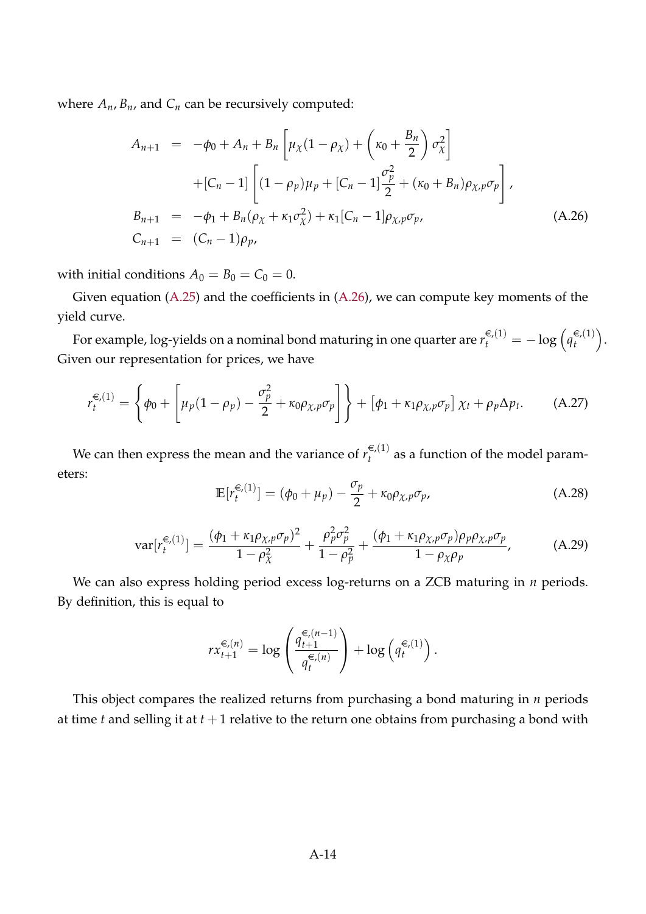where $A_n$, $B_n$, and $C_n$ can be recursively computed:

$$
\begin{aligned}
A_{n+1} &= -\phi_0 + A_n + B_n \left[ \mu_\chi(1-\rho_\chi) + \left(\kappa_0 + \frac{B_n}{2}\right)\sigma_\chi^2 \right] \\
&\quad + [C_n - 1]\left[ (1-\rho_p)\mu_p + [C_n - 1]\frac{\sigma_p^2}{2} + (\kappa_0 + B_n)\rho_{\chi,p}\sigma_p \right], \\
B_{n+1} &= -\phi_1 + B_n(\rho_\chi + \kappa_1 \sigma_\chi^2) + \kappa_1 [C_n - 1]\rho_{\chi,p}\sigma_p, \\
C_{n+1} &= (C_n - 1)\rho_p,
\end{aligned} \tag{A.26}
$$

with initial conditions $A_0 = B_0 = C_0 = 0$.

Given equation (A.25) and the coefficients in (A.26), we can compute key moments of the yield curve.

For example, log-yields on a nominal bond maturing in one quarter are $r_t^{€,(1)} = -\log\left(q_t^{€,(1)}\right)$. Given our representation for prices, we have

$$
r_t^{€,(1)} = \left\{ \phi_0 + \left[ \mu_p(1-\rho_p) - \frac{\sigma_p^2}{2} + \kappa_0 \rho_{\chi,p}\sigma_p \right] \right\} + \left[ \phi_1 + \kappa_1 \rho_{\chi,p}\sigma_p \right] \chi_t + \rho_p \Delta p_t. \tag{A.27}
$$

We can then express the mean and the variance of $r_t^{€,(1)}$ as a function of the model parameters:

$$
\mathbb{E}[r_t^{€,(1)}] = (\phi_0 + \mu_p) - \frac{\sigma_p}{2} + \kappa_0 \rho_{\chi,p}\sigma_p, \tag{A.28}
$$

$$
\text{var}[r_t^{€,(1)}] = \frac{(\phi_1 + \kappa_1 \rho_{\chi,p}\sigma_p)^2}{1-\rho_\chi^2} + \frac{\rho_p^2 \sigma_p^2}{1-\rho_p^2} + \frac{(\phi_1 + \kappa_1 \rho_{\chi,p}\sigma_p)\rho_p \rho_{\chi,p}\sigma_p}{1-\rho_\chi \rho_p}, \tag{A.29}
$$

We can also express holding period excess log-returns on a ZCB maturing in $n$ periods. By definition, this is equal to

$$
rx_{t+1}^{€,(n)} = \log\left(\frac{q_{t+1}^{€,(n-1)}}{q_t^{€,(n)}}\right) + \log\left(q_t^{€,(1)}\right).
$$

This object compares the realized returns from purchasing a bond maturing in $n$ periods at time $t$ and selling it at $t+1$ relative to the return one obtains from purchasing a bond with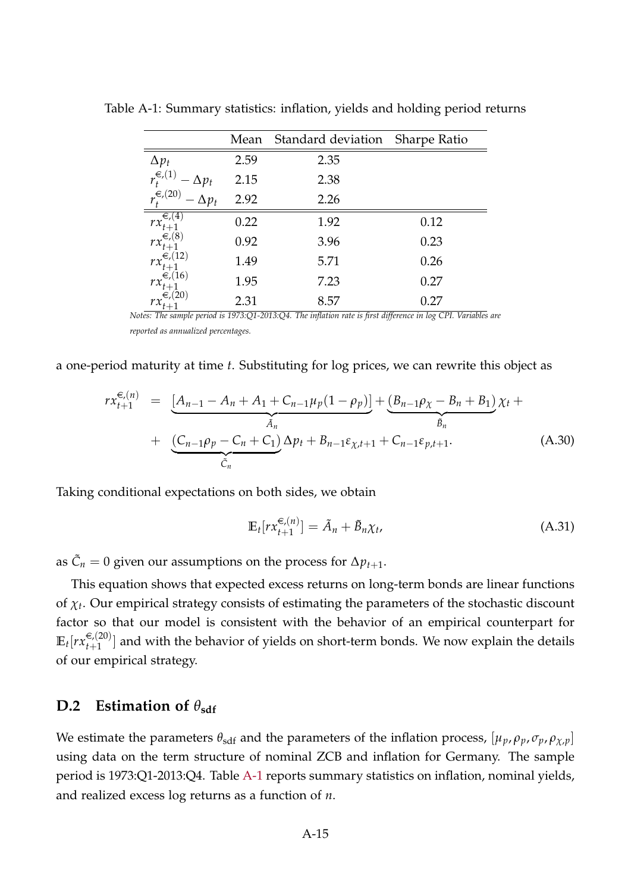Table A-1: Summary statistics: inflation, yields and holding period returns

| | Mean | Standard deviation | Sharpe Ratio |
|---|---|---|---|
| $\Delta p_t$ | 2.59 | 2.35 | |
| $r_t^{€,(1)} - \Delta p_t$ | 2.15 | 2.38 | |
| $r_t^{€,(20)} - \Delta p_t$ | 2.92 | 2.26 | |
| $rx_{t+1}^{€,(4)}$ | 0.22 | 1.92 | 0.12 |
| $rx_{t+1}^{€,(8)}$ | 0.92 | 3.96 | 0.23 |
| $rx_{t+1}^{€,(12)}$ | 1.49 | 5.71 | 0.26 |
| $rx_{t+1}^{€,(16)}$ | 1.95 | 7.23 | 0.27 |
| $rx_{t+1}^{€,(20)}$ | 2.31 | 8.57 | 0.27 |

*Notes: The sample period is 1973:Q1-2013:Q4. The inflation rate is first difference in log CPI. Variables are reported as annualized percentages.*

a one-period maturity at time $t$. Substituting for log prices, we can rewrite this object as

$$
\begin{aligned}
rx_{t+1}^{€,(n)} &= \underbrace{[A_{n-1} - A_n + A_1 + C_{n-1}\mu_p(1-\rho_p)]}_{\tilde{A}_n} + \underbrace{(B_{n-1}\rho_\chi - B_n + B_1)}_{\tilde{B}_n}\chi_t + \\
&+ \underbrace{(C_{n-1}\rho_p - C_n + C_1)}_{\tilde{C}_n}\Delta p_t + B_{n-1}\varepsilon_{\chi,t+1} + C_{n-1}\varepsilon_{p,t+1}.
\end{aligned} \tag{A.30}
$$

Taking conditional expectations on both sides, we obtain

$$
\mathbb{E}_t[rx_{t+1}^{€,(n)}] = \tilde{A}_n + \tilde{B}_n\chi_t, \tag{A.31}
$$

as $\tilde{C}_n = 0$ given our assumptions on the process for $\Delta p_{t+1}$.

This equation shows that expected excess returns on long-term bonds are linear functions of $\chi_t$. Our empirical strategy consists of estimating the parameters of the stochastic discount factor so that our model is consistent with the behavior of an empirical counterpart for $\mathbb{E}_t[rx_{t+1}^{€,(20)}]$ and with the behavior of yields on short-term bonds. We now explain the details of our empirical strategy.

## D.2 Estimation of $\theta_{\text{sdf}}$

We estimate the parameters $\theta_{\text{sdf}}$ and the parameters of the inflation process, $[\mu_p, \rho_p, \sigma_p, \rho_{\chi,p}]$ using data on the term structure of nominal ZCB and inflation for Germany. The sample period is 1973:Q1-2013:Q4. Table A-1 reports summary statistics on inflation, nominal yields, and realized excess log returns as a function of $n$.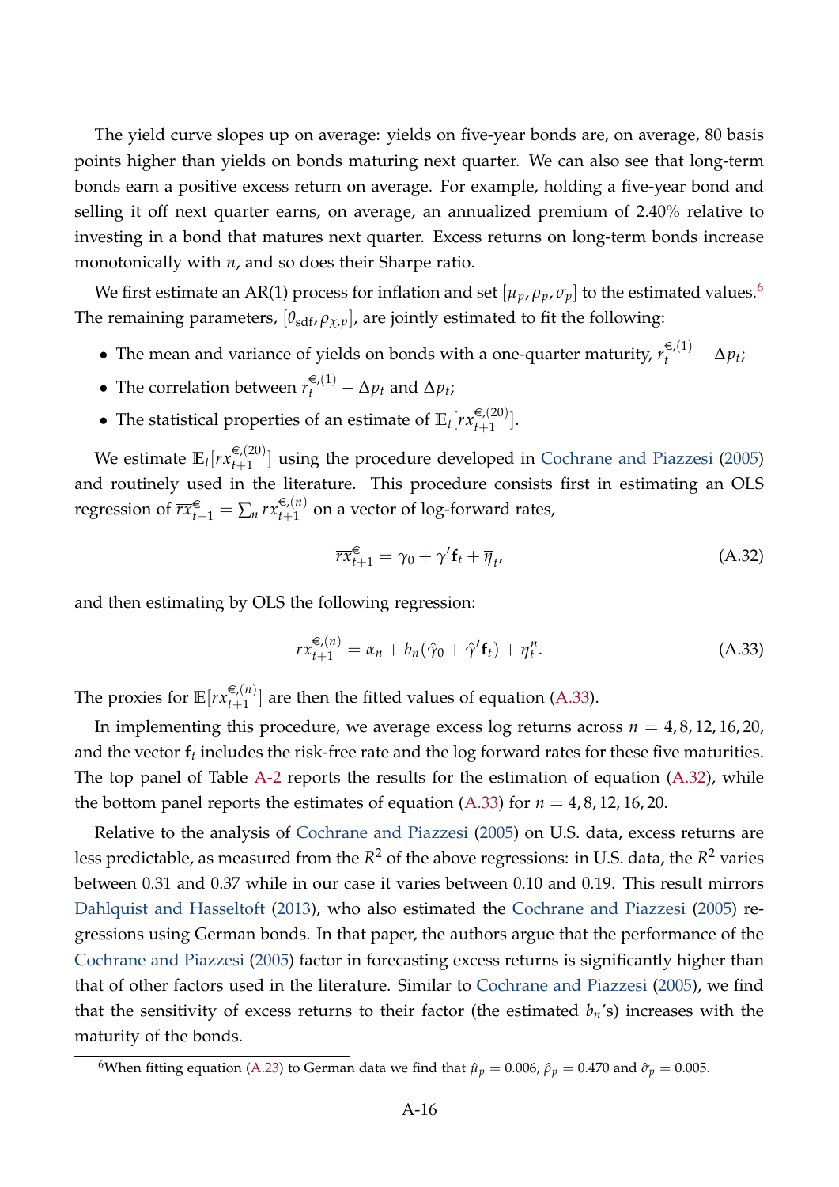The yield curve slopes up on average: yields on five-year bonds are, on average, 80 basis points higher than yields on bonds maturing next quarter. We can also see that long-term bonds earn a positive excess return on average. For example, holding a five-year bond and selling it off next quarter earns, on average, an annualized premium of 2.40% relative to investing in a bond that matures next quarter. Excess returns on long-term bonds increase monotonically with $n$, and so does their Sharpe ratio.

We first estimate an AR(1) process for inflation and set $[\mu_p, \rho_p, \sigma_p]$ to the estimated values.[6] The remaining parameters, $[\theta_{\text{sdf}}, \rho_{\chi,p}]$, are jointly estimated to fit the following:

- The mean and variance of yields on bonds with a one-quarter maturity, $r_t^{€,(1)} - \Delta p_t$;
- The correlation between $r_t^{€,(1)} - \Delta p_t$ and $\Delta p_t$;
- The statistical properties of an estimate of $\mathbb{E}_t[rx_{t+1}^{€,(20)}]$.

We estimate $\mathbb{E}_t[rx_{t+1}^{€,(20)}]$ using the procedure developed in Cochrane and Piazzesi (2005) and routinely used in the literature. This procedure consists first in estimating an OLS regression of $\overline{rx}_{t+1}^{€} = \sum_n rx_{t+1}^{€,(n)}$ on a vector of log-forward rates,

$$\overline{rx}_{t+1}^{€} = \gamma_0 + \gamma' \mathbf{f}_t + \overline{\eta}_t, \tag{A.32}$$

and then estimating by OLS the following regression:

$$rx_{t+1}^{€,(n)} = \alpha_n + b_n(\hat{\gamma}_0 + \hat{\gamma}' \mathbf{f}_t) + \eta_t^n. \tag{A.33}$$

The proxies for $\mathbb{E}[rx_{t+1}^{€,(n)}]$ are then the fitted values of equation (A.33).

In implementing this procedure, we average excess log returns across $n = 4, 8, 12, 16, 20$, and the vector $\mathbf{f}_t$ includes the risk-free rate and the log forward rates for these five maturities. The top panel of Table A-2 reports the results for the estimation of equation (A.32), while the bottom panel reports the estimates of equation (A.33) for $n = 4, 8, 12, 16, 20$.

Relative to the analysis of Cochrane and Piazzesi (2005) on U.S. data, excess returns are less predictable, as measured from the $R^2$ of the above regressions: in U.S. data, the $R^2$ varies between 0.31 and 0.37 while in our case it varies between 0.10 and 0.19. This result mirrors Dahlquist and Hasseltoft (2013), who also estimated the Cochrane and Piazzesi (2005) regressions using German bonds. In that paper, the authors argue that the performance of the Cochrane and Piazzesi (2005) factor in forecasting excess returns is significantly higher than that of other factors used in the literature. Similar to Cochrane and Piazzesi (2005), we find that the sensitivity of excess returns to their factor (the estimated $b_n$'s) increases with the maturity of the bonds.

[6] When fitting equation (A.23) to German data we find that $\hat{\mu}_p = 0.006$, $\hat{\rho}_p = 0.470$ and $\hat{\sigma}_p = 0.005$.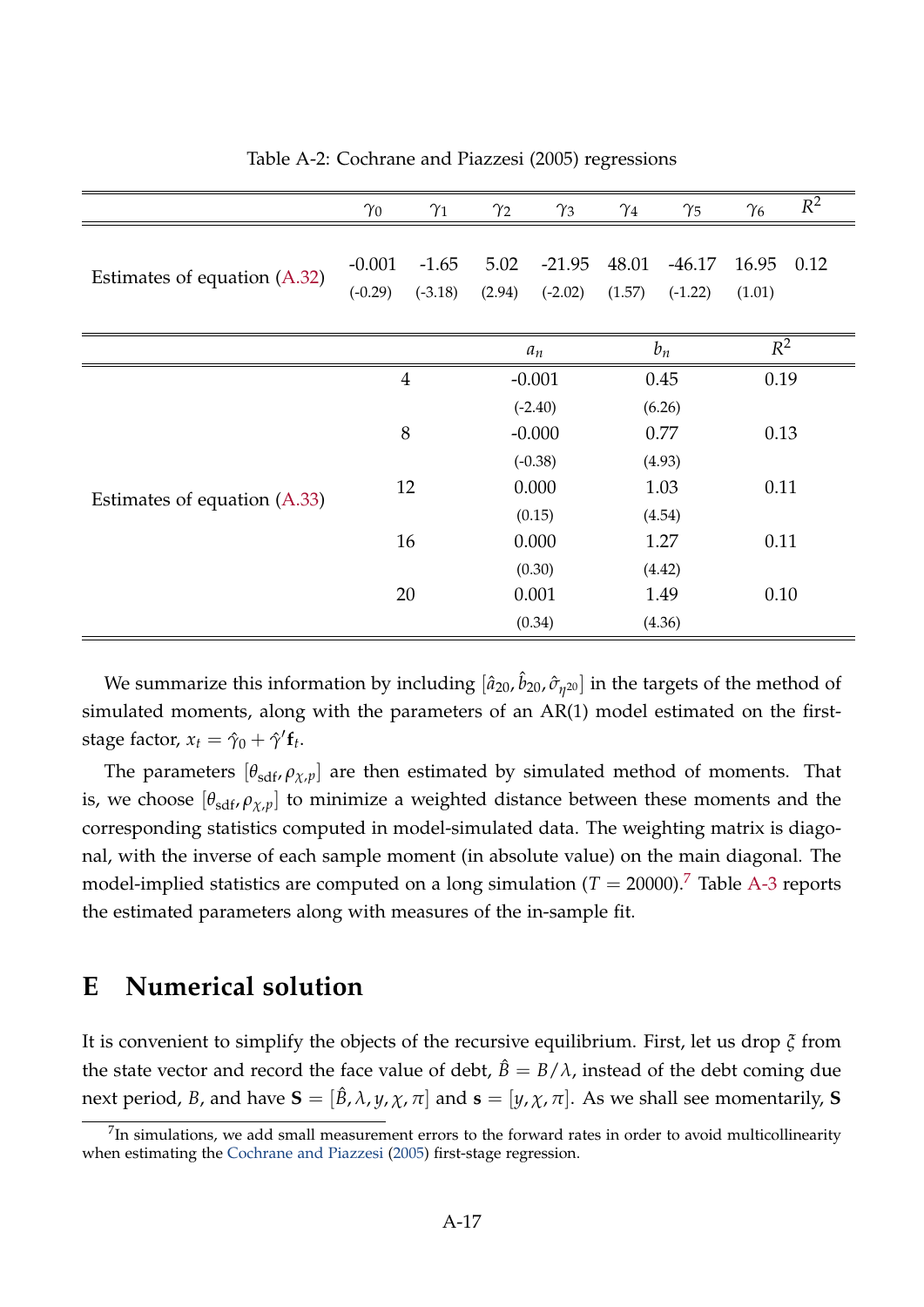Table A-2: Cochrane and Piazzesi (2005) regressions

| | $\gamma_0$ | $\gamma_1$ | $\gamma_2$ | $\gamma_3$ | $\gamma_4$ | $\gamma_5$ | $\gamma_6$ | $R^2$ |
|---|---|---|---|---|---|---|---|---|
| Estimates of equation (A.32) | -0.001 | -1.65 | 5.02 | -21.95 | 48.01 | -46.17 | 16.95 | 0.12 |
| | (-0.29) | (-3.18) | (2.94) | (-2.02) | (1.57) | (-1.22) | (1.01) | |

| | | $a_n$ | $b_n$ | $R^2$ |
|---|---|---|---|---|
| Estimates of equation (A.33) | 4 | -0.001 | 0.45 | 0.19 |
| | | (-2.40) | (6.26) | |
| | 8 | -0.000 | 0.77 | 0.13 |
| | | (-0.38) | (4.93) | |
| | 12 | 0.000 | 1.03 | 0.11 |
| | | (0.15) | (4.54) | |
| | 16 | 0.000 | 1.27 | 0.11 |
| | | (0.30) | (4.42) | |
| | 20 | 0.001 | 1.49 | 0.10 |
| | | (0.34) | (4.36) | |

We summarize this information by including $[\hat{a}_{20}, \hat{b}_{20}, \hat{\sigma}_{\eta^{20}}]$ in the targets of the method of simulated moments, along with the parameters of an AR(1) model estimated on the first-stage factor, $x_t = \hat{\gamma}_0 + \hat{\gamma}'\mathbf{f}_t$.

The parameters $[\theta_{\text{sdf}}, \rho_{\chi,p}]$ are then estimated by simulated method of moments. That is, we choose $[\theta_{\text{sdf}}, \rho_{\chi,p}]$ to minimize a weighted distance between these moments and the corresponding statistics computed in model-simulated data. The weighting matrix is diagonal, with the inverse of each sample moment (in absolute value) on the main diagonal. The model-implied statistics are computed on a long simulation ($T = 20000$).[7] Table A-3 reports the estimated parameters along with measures of the in-sample fit.

# E Numerical solution

It is convenient to simplify the objects of the recursive equilibrium. First, let us drop $\xi$ from the state vector and record the face value of debt, $\hat{B} = B/\lambda$, instead of the debt coming due next period, $B$, and have $\mathbf{S} = [\hat{B}, \lambda, y, \chi, \pi]$ and $\mathbf{s} = [y, \chi, \pi]$. As we shall see momentarily, $\mathbf{S}$

[7] In simulations, we add small measurement errors to the forward rates in order to avoid multicollinearity when estimating the Cochrane and Piazzesi (2005) first-stage regression.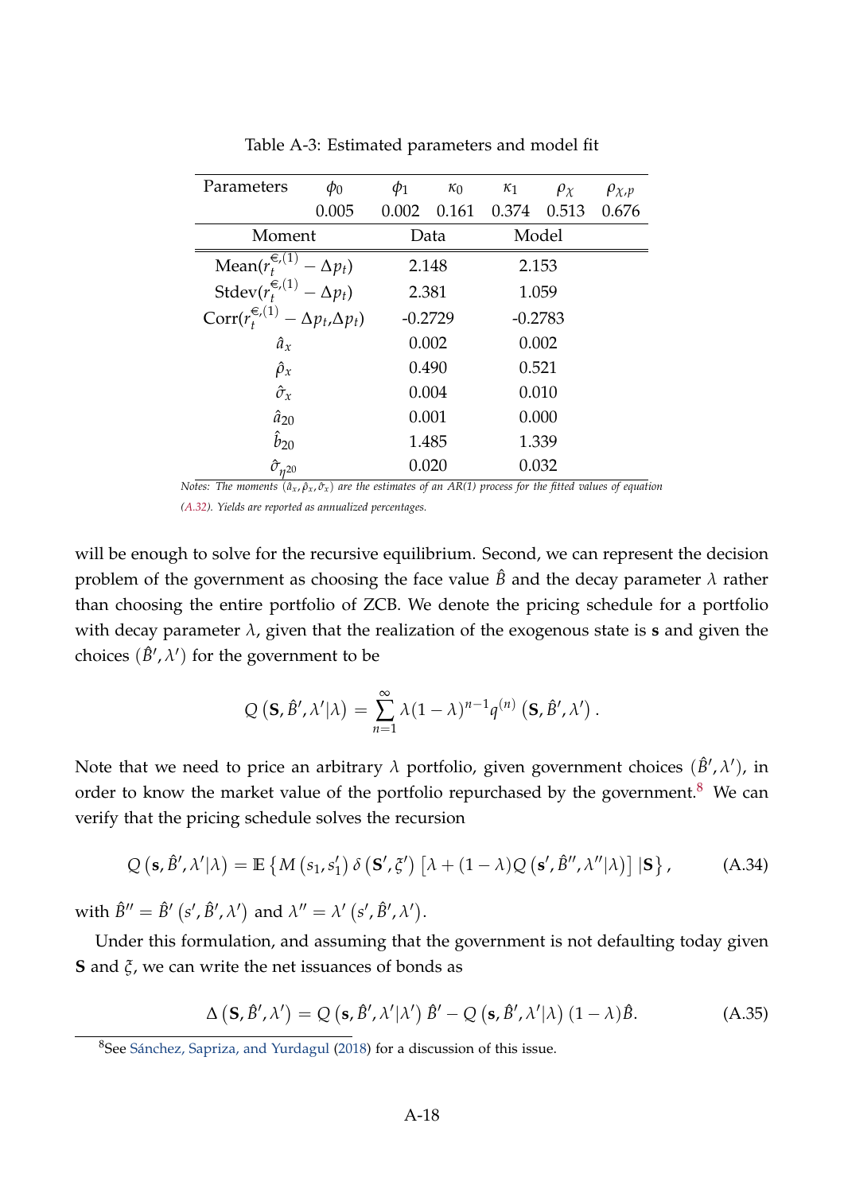Table A-3: Estimated parameters and model fit

| Parameters | $\phi_0$ | $\phi_1$ | $\kappa_0$ | $\kappa_1$ | $\rho_\chi$ | $\rho_{\chi,p}$ |
|---|---|---|---|---|---|---|
| | 0.005 | 0.002 | 0.161 | 0.374 | 0.513 | 0.676 |

| Moment | Data | Model |
|---|---|---|
| Mean$(r_t^{€,(1)} - \Delta p_t)$ | 2.148 | 2.153 |
| Stdev$(r_t^{€,(1)} - \Delta p_t)$ | 2.381 | 1.059 |
| Corr$(r_t^{€,(1)} - \Delta p_t, \Delta p_t)$ | -0.2729 | -0.2783 |
| $\hat{a}_x$ | 0.002 | 0.002 |
| $\hat{\rho}_x$ | 0.490 | 0.521 |
| $\hat{\sigma}_x$ | 0.004 | 0.010 |
| $\hat{a}_{20}$ | 0.001 | 0.000 |
| $\hat{b}_{20}$ | 1.485 | 1.339 |
| $\hat{\sigma}_{\eta^{20}}$ | 0.020 | 0.032 |

*Notes: The moments $(\hat{a}_x, \hat{\rho}_x, \hat{\sigma}_x)$ are the estimates of an AR(1) process for the fitted values of equation (A.32). Yields are reported as annualized percentages.*

will be enough to solve for the recursive equilibrium. Second, we can represent the decision problem of the government as choosing the face value $\hat{B}$ and the decay parameter $\lambda$ rather than choosing the entire portfolio of ZCB. We denote the pricing schedule for a portfolio with decay parameter $\lambda$, given that the realization of the exogenous state is $\mathbf{s}$ and given the choices $(\hat{B}', \lambda')$ for the government to be

$$Q\left(\mathbf{S}, \hat{B}', \lambda' | \lambda\right) = \sum_{n=1}^{\infty} \lambda (1-\lambda)^{n-1} q^{(n)}\left(\mathbf{S}, \hat{B}', \lambda'\right).$$

Note that we need to price an arbitrary $\lambda$ portfolio, given government choices $(\hat{B}', \lambda')$, in order to know the market value of the portfolio repurchased by the government.[8] We can verify that the pricing schedule solves the recursion

$$Q\left(\mathbf{s}, \hat{B}', \lambda' | \lambda\right) = \mathbb{E}\left\{M\left(s_1, s_1'\right) \delta\left(\mathbf{S}', \xi'\right) \left[\lambda + (1-\lambda) Q\left(\mathbf{s}', \hat{B}'', \lambda'' | \lambda\right)\right] | \mathbf{S}\right\}, \tag{A.34}$$

with $\hat{B}'' = \hat{B}'\left(s', \hat{B}', \lambda'\right)$ and $\lambda'' = \lambda'\left(s', \hat{B}', \lambda'\right)$.

Under this formulation, and assuming that the government is not defaulting today given $\mathbf{S}$ and $\xi$, we can write the net issuances of bonds as

$$\Delta\left(\mathbf{S}, \hat{B}', \lambda'\right) = Q\left(\mathbf{s}, \hat{B}', \lambda' | \lambda'\right) \hat{B}' - Q\left(\mathbf{s}, \hat{B}', \lambda' | \lambda\right) (1-\lambda) \hat{B}. \tag{A.35}$$

[8]See Sánchez, Sapriza, and Yurdagul (2018) for a discussion of this issue.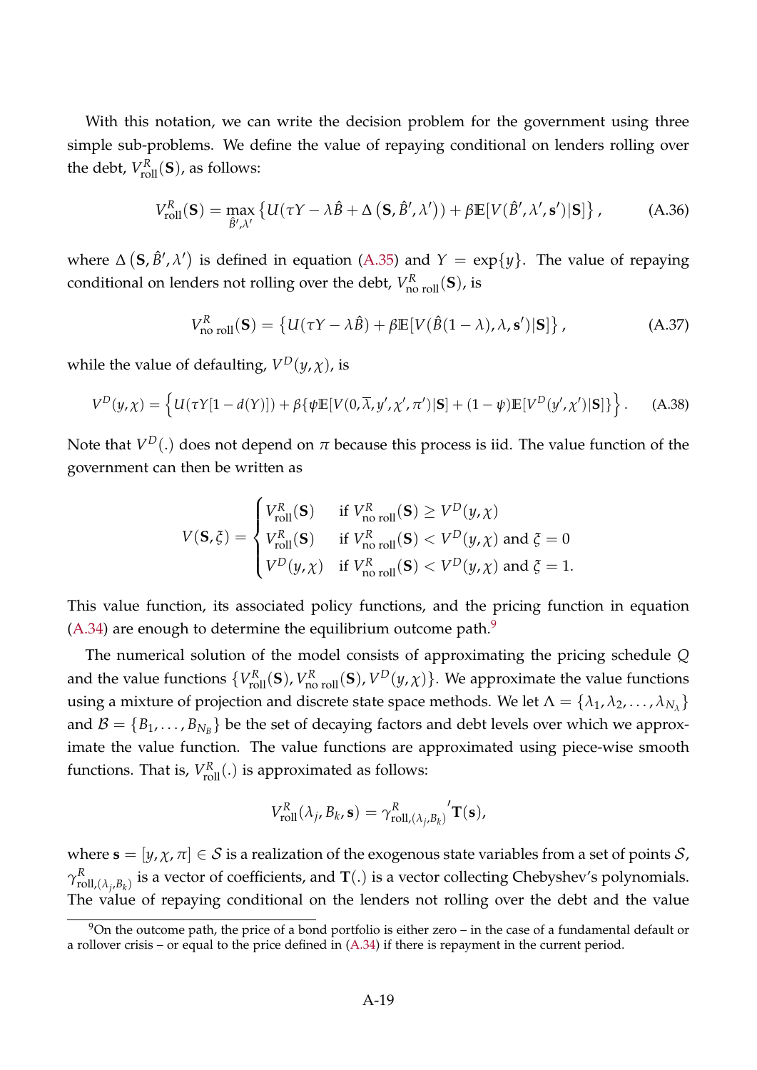With this notation, we can write the decision problem for the government using three simple sub-problems. We define the value of repaying conditional on lenders rolling over the debt, $V^R_{\text{roll}}(\mathbf{S})$, as follows:

$$V^R_{\text{roll}}(\mathbf{S}) = \max_{\hat{B}',\lambda'} \left\{ U(\tau Y - \lambda \hat{B} + \Delta\left(\mathbf{S}, \hat{B}', \lambda'\right)) + \beta \mathbb{E}[V(\hat{B}', \lambda', \mathbf{s}')|\mathbf{S}] \right\}, \tag{A.36}$$

where $\Delta\left(\mathbf{S}, \hat{B}', \lambda'\right)$ is defined in equation (A.35) and $Y = \exp\{y\}$. The value of repaying conditional on lenders not rolling over the debt, $V^R_{\text{no roll}}(\mathbf{S})$, is

$$V^R_{\text{no roll}}(\mathbf{S}) = \left\{ U(\tau Y - \lambda \hat{B}) + \beta \mathbb{E}[V(\hat{B}(1-\lambda), \lambda, \mathbf{s}')|\mathbf{S}] \right\}, \tag{A.37}$$

while the value of defaulting, $V^D(y,\chi)$, is

$$V^D(y,\chi) = \left\{ U(\tau Y[1-d(Y)]) + \beta\{\psi \mathbb{E}[V(0,\overline{\lambda},y',\chi',\pi')|\mathbf{S}] + (1-\psi)\mathbb{E}[V^D(y',\chi')|\mathbf{S}]\} \right\}. \tag{A.38}$$

Note that $V^D(.)$ does not depend on $\pi$ because this process is iid. The value function of the government can then be written as

$$V(\mathbf{S},\xi) = \begin{cases} V^R_{\text{roll}}(\mathbf{S}) & \text{if } V^R_{\text{no roll}}(\mathbf{S}) \geq V^D(y,\chi) \\ V^R_{\text{roll}}(\mathbf{S}) & \text{if } V^R_{\text{no roll}}(\mathbf{S}) < V^D(y,\chi) \text{ and } \xi = 0 \\ V^D(y,\chi) & \text{if } V^R_{\text{no roll}}(\mathbf{S}) < V^D(y,\chi) \text{ and } \xi = 1. \end{cases}$$

This value function, its associated policy functions, and the pricing function in equation (A.34) are enough to determine the equilibrium outcome path.[9]

The numerical solution of the model consists of approximating the pricing schedule $Q$ and the value functions $\{V^R_{\text{roll}}(\mathbf{S}), V^R_{\text{no roll}}(\mathbf{S}), V^D(y,\chi)\}$. We approximate the value functions using a mixture of projection and discrete state space methods. We let $\Lambda = \{\lambda_1, \lambda_2, \ldots, \lambda_{N_\lambda}\}$ and $\mathcal{B} = \{B_1, \ldots, B_{N_B}\}$ be the set of decaying factors and debt levels over which we approximate the value function. The value functions are approximated using piece-wise smooth functions. That is, $V^R_{\text{roll}}(.)$ is approximated as follows:

$$V^R_{\text{roll}}(\lambda_j, B_k, \mathbf{s}) = {\gamma^R_{\text{roll},(\lambda_j,B_k)}}' \mathbf{T}(\mathbf{s}),$$

where $\mathbf{s} = [y,\chi,\pi] \in \mathcal{S}$ is a realization of the exogenous state variables from a set of points $\mathcal{S}$, $\gamma^R_{\text{roll},(\lambda_j,B_k)}$ is a vector of coefficients, and $\mathbf{T}(.)$ is a vector collecting Chebyshev's polynomials. The value of repaying conditional on the lenders not rolling over the debt and the value

[9] On the outcome path, the price of a bond portfolio is either zero – in the case of a fundamental default or a rollover crisis – or equal to the price defined in (A.34) if there is repayment in the current period.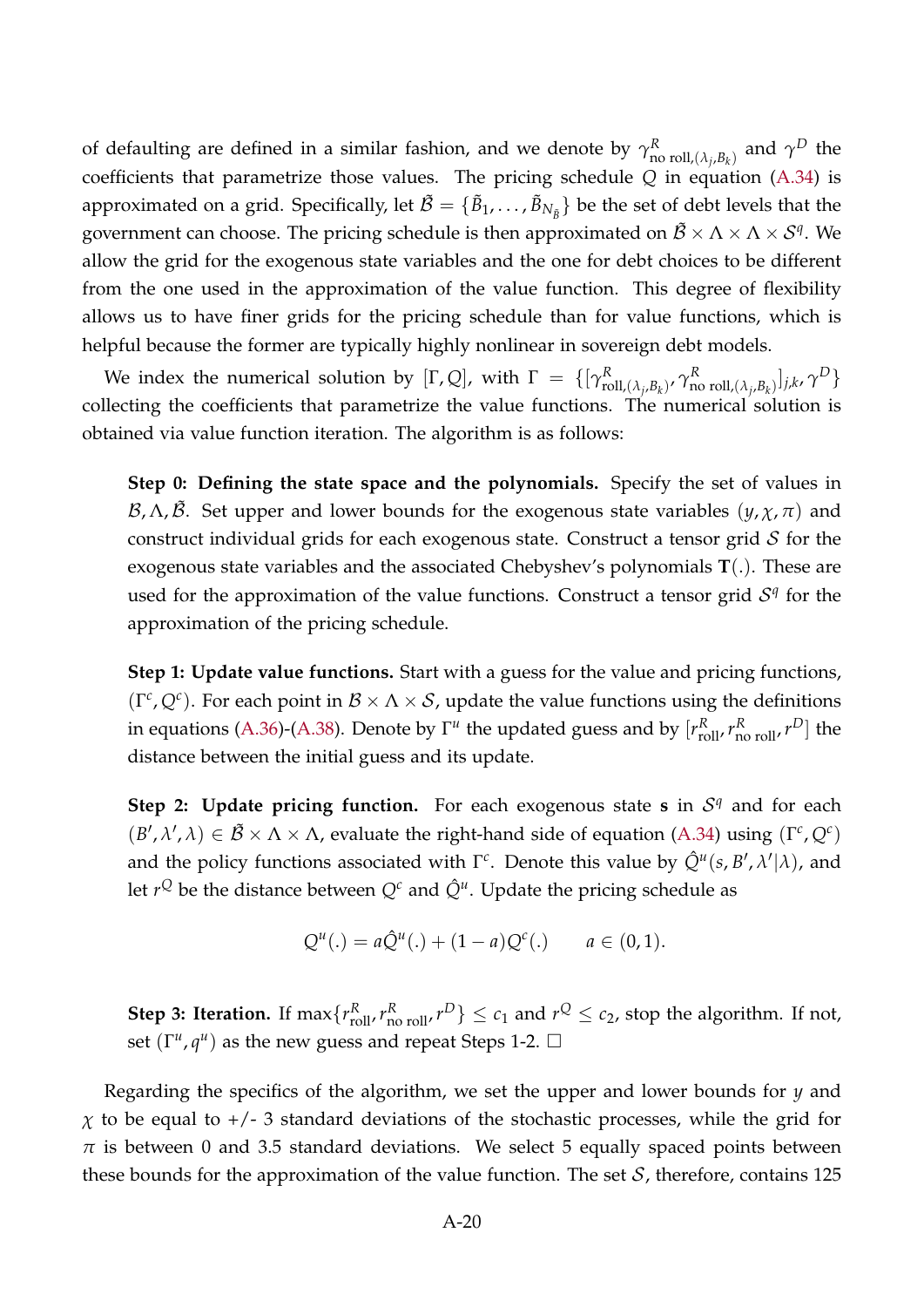of defaulting are defined in a similar fashion, and we denote by $\gamma^R_{\text{no roll},(\lambda_j,B_k)}$ and $\gamma^D$ the coefficients that parametrize those values. The pricing schedule $Q$ in equation (A.34) is approximated on a grid. Specifically, let $\tilde{\mathcal{B}} = \{\tilde{B}_1, \ldots, \tilde{B}_{N_{\tilde{B}}}\}$ be the set of debt levels that the government can choose. The pricing schedule is then approximated on $\tilde{\mathcal{B}} \times \Lambda \times \Lambda \times \mathcal{S}^q$. We allow the grid for the exogenous state variables and the one for debt choices to be different from the one used in the approximation of the value function. This degree of flexibility allows us to have finer grids for the pricing schedule than for value functions, which is helpful because the former are typically highly nonlinear in sovereign debt models.

We index the numerical solution by $[\Gamma, Q]$, with $\Gamma = \{[\gamma^R_{\text{roll},(\lambda_j,B_k)}, \gamma^R_{\text{no roll},(\lambda_j,B_k)}]_{j,k}, \gamma^D\}$ collecting the coefficients that parametrize the value functions. The numerical solution is obtained via value function iteration. The algorithm is as follows:

> **Step 0: Defining the state space and the polynomials.** Specify the set of values in $\mathcal{B}, \Lambda, \tilde{\mathcal{B}}$. Set upper and lower bounds for the exogenous state variables $(y, \chi, \pi)$ and construct individual grids for each exogenous state. Construct a tensor grid $\mathcal{S}$ for the exogenous state variables and the associated Chebyshev's polynomials $\mathbf{T}(.)$. These are used for the approximation of the value functions. Construct a tensor grid $\mathcal{S}^q$ for the approximation of the pricing schedule.
>
> **Step 1: Update value functions.** Start with a guess for the value and pricing functions, $(\Gamma^c, Q^c)$. For each point in $\mathcal{B} \times \Lambda \times \mathcal{S}$, update the value functions using the definitions in equations (A.36)-(A.38). Denote by $\Gamma^u$ the updated guess and by $[r^R_{\text{roll}}, r^R_{\text{no roll}}, r^D]$ the distance between the initial guess and its update.
>
> **Step 2: Update pricing function.** For each exogenous state $\mathbf{s}$ in $\mathcal{S}^q$ and for each $(B', \lambda', \lambda) \in \tilde{\mathcal{B}} \times \Lambda \times \Lambda$, evaluate the right-hand side of equation (A.34) using $(\Gamma^c, Q^c)$ and the policy functions associated with $\Gamma^c$. Denote this value by $\hat{Q}^u(s, B', \lambda'|\lambda)$, and let $r^Q$ be the distance between $Q^c$ and $\hat{Q}^u$. Update the pricing schedule as
>
> $$Q^u(.) = a\hat{Q}^u(.) + (1-a)Q^c(.) \qquad a \in (0,1).$$
>
> **Step 3: Iteration.** If $\max\{r^R_{\text{roll}}, r^R_{\text{no roll}}, r^D\} \leq c_1$ and $r^Q \leq c_2$, stop the algorithm. If not, set $(\Gamma^u, q^u)$ as the new guess and repeat Steps 1-2. $\square$

Regarding the specifics of the algorithm, we set the upper and lower bounds for $y$ and $\chi$ to be equal to +/- 3 standard deviations of the stochastic processes, while the grid for $\pi$ is between 0 and 3.5 standard deviations. We select 5 equally spaced points between these bounds for the approximation of the value function. The set $\mathcal{S}$, therefore, contains 125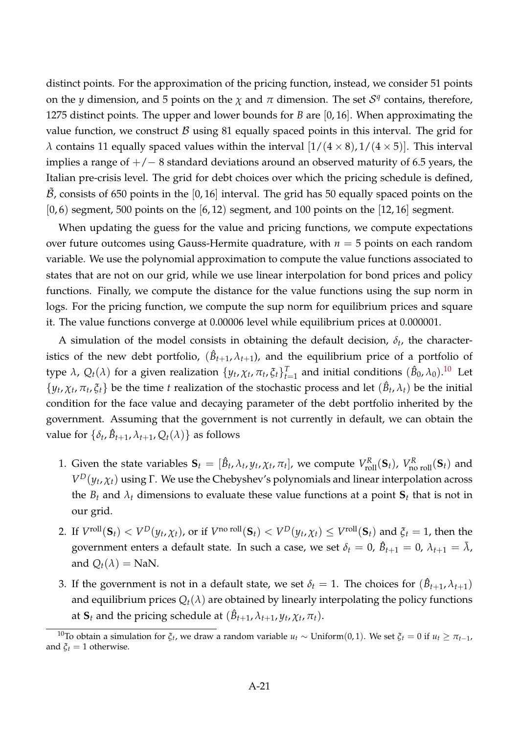distinct points. For the approximation of the pricing function, instead, we consider 51 points on the $y$ dimension, and 5 points on the $\chi$ and $\pi$ dimension. The set $\mathcal{S}^q$ contains, therefore, 1275 distinct points. The upper and lower bounds for $B$ are $[0, 16]$. When approximating the value function, we construct $\mathcal{B}$ using 81 equally spaced points in this interval. The grid for $\lambda$ contains 11 equally spaced values within the interval $[1/(4 \times 8), 1/(4 \times 5)]$. This interval implies a range of $+/-$ 8 standard deviations around an observed maturity of 6.5 years, the Italian pre-crisis level. The grid for debt choices over which the pricing schedule is defined, $\tilde{\mathcal{B}}$, consists of 650 points in the $[0, 16]$ interval. The grid has 50 equally spaced points on the $[0, 6)$ segment, 500 points on the $[6, 12)$ segment, and 100 points on the $[12, 16]$ segment.

When updating the guess for the value and pricing functions, we compute expectations over future outcomes using Gauss-Hermite quadrature, with $n = 5$ points on each random variable. We use the polynomial approximation to compute the value functions associated to states that are not on our grid, while we use linear interpolation for bond prices and policy functions. Finally, we compute the distance for the value functions using the sup norm in logs. For the pricing function, we compute the sup norm for equilibrium prices and square it. The value functions converge at 0.00006 level while equilibrium prices at 0.000001.

A simulation of the model consists in obtaining the default decision, $\delta_t$, the characteristics of the new debt portfolio, $(\hat{B}_{t+1}, \lambda_{t+1})$, and the equilibrium price of a portfolio of type $\lambda$, $Q_t(\lambda)$ for a given realization $\{y_t, \chi_t, \pi_t, \xi_t\}_{t=1}^T$ and initial conditions $(\hat{B}_0, \lambda_0)$.[10] Let $\{y_t, \chi_t, \pi_t, \xi_t\}$ be the time $t$ realization of the stochastic process and let $(\hat{B}_t, \lambda_t)$ be the initial condition for the face value and decaying parameter of the debt portfolio inherited by the government. Assuming that the government is not currently in default, we can obtain the value for $\{\delta_t, \hat{B}_{t+1}, \lambda_{t+1}, Q_t(\lambda)\}$ as follows

1. Given the state variables $\mathbf{S}_t = [\hat{B}_t, \lambda_t, y_t, \chi_t, \pi_t]$, we compute $V^R_{\text{roll}}(\mathbf{S}_t)$, $V^R_{\text{no roll}}(\mathbf{S}_t)$ and $V^D(y_t, \chi_t)$ using $\Gamma$. We use the Chebyshev's polynomials and linear interpolation across the $B_t$ and $\lambda_t$ dimensions to evaluate these value functions at a point $\mathbf{S}_t$ that is not in our grid.
2. If $V^{\text{roll}}(\mathbf{S}_t) < V^D(y_t, \chi_t)$, or if $V^{\text{no roll}}(\mathbf{S}_t) < V^D(y_t, \chi_t) \leq V^{\text{roll}}(\mathbf{S}_t)$ and $\xi_t = 1$, then the government enters a default state. In such a case, we set $\delta_t = 0$, $\hat{B}_{t+1} = 0$, $\lambda_{t+1} = \bar{\lambda}$, and $Q_t(\lambda) = \text{NaN}$.
3. If the government is not in a default state, we set $\delta_t = 1$. The choices for $(\hat{B}_{t+1}, \lambda_{t+1})$ and equilibrium prices $Q_t(\lambda)$ are obtained by linearly interpolating the policy functions at $\mathbf{S}_t$ and the pricing schedule at $(\hat{B}_{t+1}, \lambda_{t+1}, y_t, \chi_t, \pi_t)$.

[10] To obtain a simulation for $\xi_t$, we draw a random variable $u_t \sim \text{Uniform}(0, 1)$. We set $\xi_t = 0$ if $u_t \geq \pi_{t-1}$, and $\xi_t = 1$ otherwise.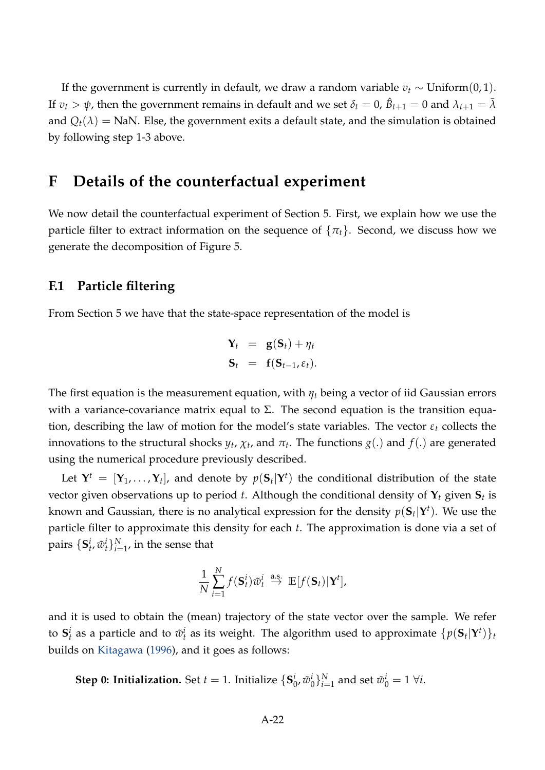If the government is currently in default, we draw a random variable $v_t \sim \text{Uniform}(0,1)$. If $v_t > \psi$, then the government remains in default and we set $\delta_t = 0$, $\hat{B}_{t+1} = 0$ and $\lambda_{t+1} = \bar{\lambda}$ and $Q_t(\lambda) = \text{NaN}$. Else, the government exits a default state, and the simulation is obtained by following step 1-3 above.

# F Details of the counterfactual experiment

We now detail the counterfactual experiment of Section 5. First, we explain how we use the particle filter to extract information on the sequence of $\{\pi_t\}$. Second, we discuss how we generate the decomposition of Figure 5.

## F.1 Particle filtering

From Section 5 we have that the state-space representation of the model is

$$\begin{aligned}
\mathbf{Y}_t &= \mathbf{g}(\mathbf{S}_t) + \eta_t \\
\mathbf{S}_t &= \mathbf{f}(\mathbf{S}_{t-1}, \varepsilon_t).
\end{aligned}$$

The first equation is the measurement equation, with $\eta_t$ being a vector of iid Gaussian errors with a variance-covariance matrix equal to $\Sigma$. The second equation is the transition equation, describing the law of motion for the model's state variables. The vector $\varepsilon_t$ collects the innovations to the structural shocks $y_t$, $\chi_t$, and $\pi_t$. The functions $g(.)$ and $f(.)$ are generated using the numerical procedure previously described.

Let $\mathbf{Y}^t = [\mathbf{Y}_1, \ldots, \mathbf{Y}_t]$, and denote by $p(\mathbf{S}_t|\mathbf{Y}^t)$ the conditional distribution of the state vector given observations up to period $t$. Although the conditional density of $\mathbf{Y}_t$ given $\mathbf{S}_t$ is known and Gaussian, there is no analytical expression for the density $p(\mathbf{S}_t|\mathbf{Y}^t)$. We use the particle filter to approximate this density for each $t$. The approximation is done via a set of pairs $\{\mathbf{S}_t^i, \tilde{w}_t^i\}_{i=1}^N$, in the sense that

$$\frac{1}{N}\sum_{i=1}^{N} f(\mathbf{S}_t^i)\tilde{w}_t^i \overset{\text{a.s.}}{\to} \mathbb{E}[f(\mathbf{S}_t)|\mathbf{Y}^t],$$

and it is used to obtain the (mean) trajectory of the state vector over the sample. We refer to $\mathbf{S}_t^i$ as a particle and to $\tilde{w}_t^i$ as its weight. The algorithm used to approximate $\{p(\mathbf{S}_t|\mathbf{Y}^t)\}_t$ builds on Kitagawa (1996), and it goes as follows:

**Step 0: Initialization.** Set $t = 1$. Initialize $\{\mathbf{S}_0^i, \tilde{w}_0^i\}_{i=1}^N$ and set $\tilde{w}_0^i = 1\ \forall i$.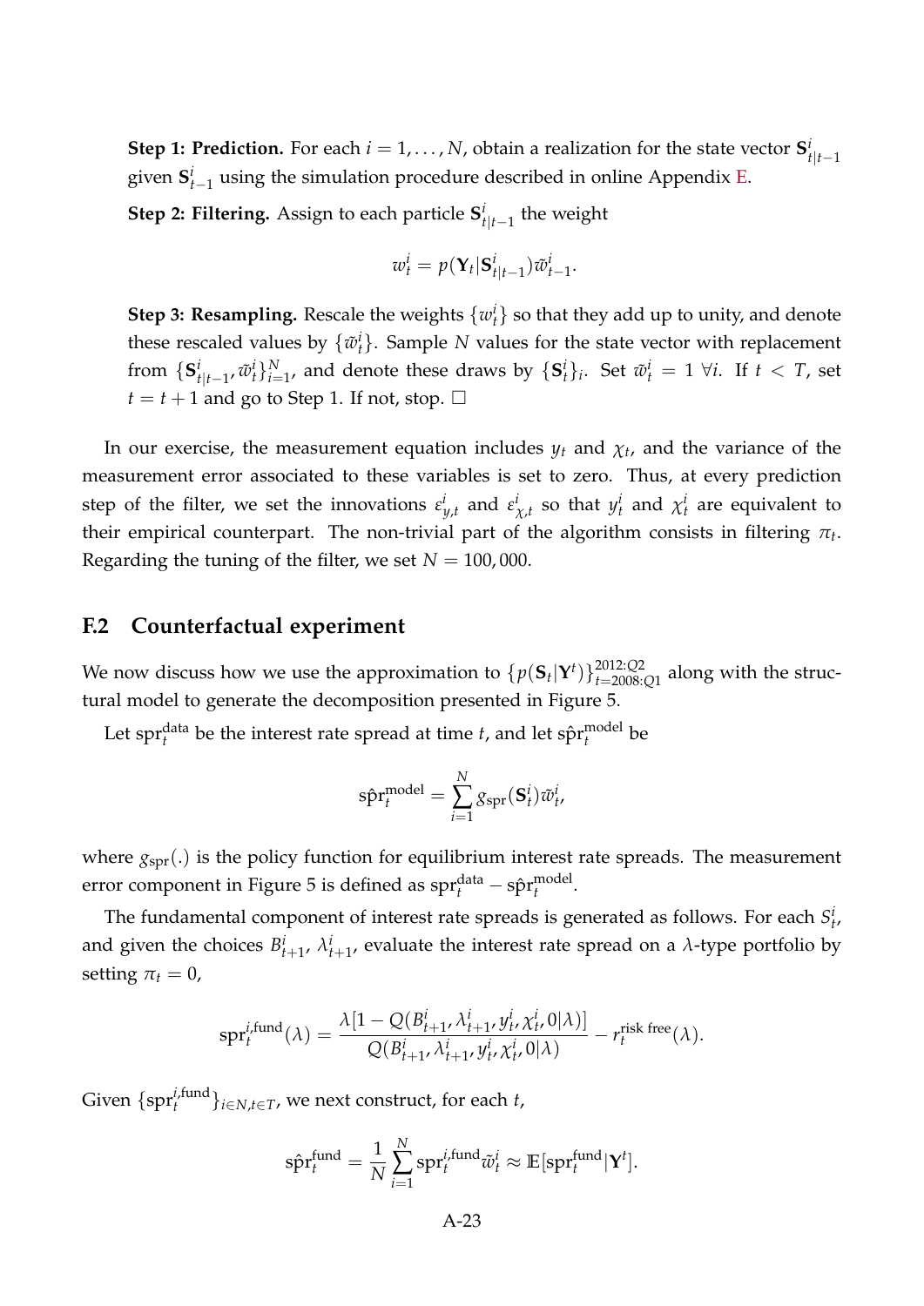**Step 1: Prediction.** For each $i = 1, \ldots, N$, obtain a realization for the state vector $\mathbf{S}^i_{t|t-1}$ given $\mathbf{S}^i_{t-1}$ using the simulation procedure described in online Appendix E.

**Step 2: Filtering.** Assign to each particle $\mathbf{S}^i_{t|t-1}$ the weight

$$w^i_t = p(\mathbf{Y}_t|\mathbf{S}^i_{t|t-1})\tilde{w}^i_{t-1}.$$

**Step 3: Resampling.** Rescale the weights $\{w^i_t\}$ so that they add up to unity, and denote these rescaled values by $\{\tilde{w}^i_t\}$. Sample $N$ values for the state vector with replacement from $\{\mathbf{S}^i_{t|t-1}, \tilde{w}^i_t\}_{i=1}^N$, and denote these draws by $\{\mathbf{S}^i_t\}_i$. Set $\tilde{w}^i_t = 1$ $\forall i$. If $t < T$, set $t = t+1$ and go to Step 1. If not, stop. $\square$

In our exercise, the measurement equation includes $y_t$ and $\chi_t$, and the variance of the measurement error associated to these variables is set to zero. Thus, at every prediction step of the filter, we set the innovations $\varepsilon^i_{y,t}$ and $\varepsilon^i_{\chi,t}$ so that $y^i_t$ and $\chi^i_t$ are equivalent to their empirical counterpart. The non-trivial part of the algorithm consists in filtering $\pi_t$. Regarding the tuning of the filter, we set $N = 100,000$.

## F.2 Counterfactual experiment

We now discuss how we use the approximation to $\{p(\mathbf{S}_t|\mathbf{Y}^t)\}_{t=2008:Q1}^{2012:Q2}$ along with the structural model to generate the decomposition presented in Figure 5.

Let $\text{spr}^{\text{data}}_t$ be the interest rate spread at time $t$, and let $\hat{\text{spr}}^{\text{model}}_t$ be

$$\hat{\text{spr}}^{\text{model}}_t = \sum_{i=1}^N g_{\text{spr}}(\mathbf{S}^i_t)\tilde{w}^i_t,$$

where $g_{\text{spr}}(.)$ is the policy function for equilibrium interest rate spreads. The measurement error component in Figure 5 is defined as $\text{spr}^{\text{data}}_t - \hat{\text{spr}}^{\text{model}}_t$.

The fundamental component of interest rate spreads is generated as follows. For each $S^i_t$, and given the choices $B^i_{t+1}$, $\lambda^i_{t+1}$, evaluate the interest rate spread on a $\lambda$-type portfolio by setting $\pi_t = 0$,

$$\text{spr}^{i,\text{fund}}_t(\lambda) = \frac{\lambda[1 - Q(B^i_{t+1}, \lambda^i_{t+1}, y^i_t, \chi^i_t, 0|\lambda)]}{Q(B^i_{t+1}, \lambda^i_{t+1}, y^i_t, \chi^i_t, 0|\lambda)} - r^{\text{risk free}}_t(\lambda).$$

Given $\{\text{spr}^{i,\text{fund}}_t\}_{i\in N, t\in T}$, we next construct, for each $t$,

$$\hat{\text{spr}}^{\text{fund}}_t = \frac{1}{N}\sum_{i=1}^N \text{spr}^{i,\text{fund}}_t \tilde{w}^i_t \approx \mathbb{E}[\text{spr}^{\text{fund}}_t|\mathbf{Y}^t].$$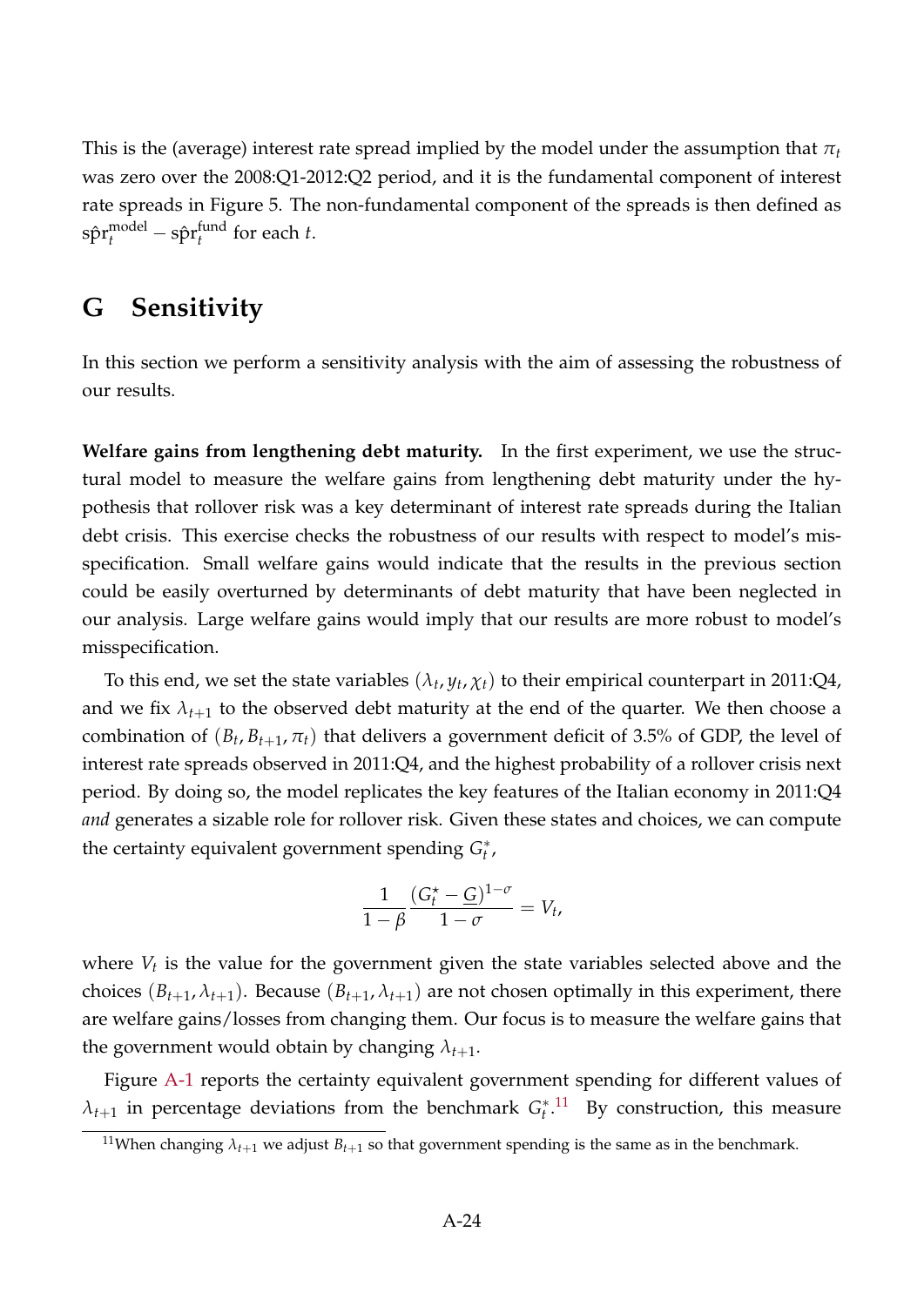This is the (average) interest rate spread implied by the model under the assumption that $\pi_t$ was zero over the 2008:Q1-2012:Q2 period, and it is the fundamental component of interest rate spreads in Figure 5. The non-fundamental component of the spreads is then defined as $\hat{\text{spr}}_t^{\text{model}} - \hat{\text{spr}}_t^{\text{fund}}$ for each $t$.

## G Sensitivity

In this section we perform a sensitivity analysis with the aim of assessing the robustness of our results.

**Welfare gains from lengthening debt maturity.** In the first experiment, we use the structural model to measure the welfare gains from lengthening debt maturity under the hypothesis that rollover risk was a key determinant of interest rate spreads during the Italian debt crisis. This exercise checks the robustness of our results with respect to model's misspecification. Small welfare gains would indicate that the results in the previous section could be easily overturned by determinants of debt maturity that have been neglected in our analysis. Large welfare gains would imply that our results are more robust to model's misspecification.

To this end, we set the state variables $(\lambda_t, y_t, \chi_t)$ to their empirical counterpart in 2011:Q4, and we fix $\lambda_{t+1}$ to the observed debt maturity at the end of the quarter. We then choose a combination of $(B_t, B_{t+1}, \pi_t)$ that delivers a government deficit of 3.5% of GDP, the level of interest rate spreads observed in 2011:Q4, and the highest probability of a rollover crisis next period. By doing so, the model replicates the key features of the Italian economy in 2011:Q4 *and* generates a sizable role for rollover risk. Given these states and choices, we can compute the certainty equivalent government spending $G_t^*$,

$$\frac{1}{1-\beta}\frac{(G_t^{\star} - \underline{G})^{1-\sigma}}{1-\sigma} = V_t,$$

where $V_t$ is the value for the government given the state variables selected above and the choices $(B_{t+1}, \lambda_{t+1})$. Because $(B_{t+1}, \lambda_{t+1})$ are not chosen optimally in this experiment, there are welfare gains/losses from changing them. Our focus is to measure the welfare gains that the government would obtain by changing $\lambda_{t+1}$.

Figure A-1 reports the certainty equivalent government spending for different values of $\lambda_{t+1}$ in percentage deviations from the benchmark $G_t^*$.[11] By construction, this measure

[11] When changing $\lambda_{t+1}$ we adjust $B_{t+1}$ so that government spending is the same as in the benchmark.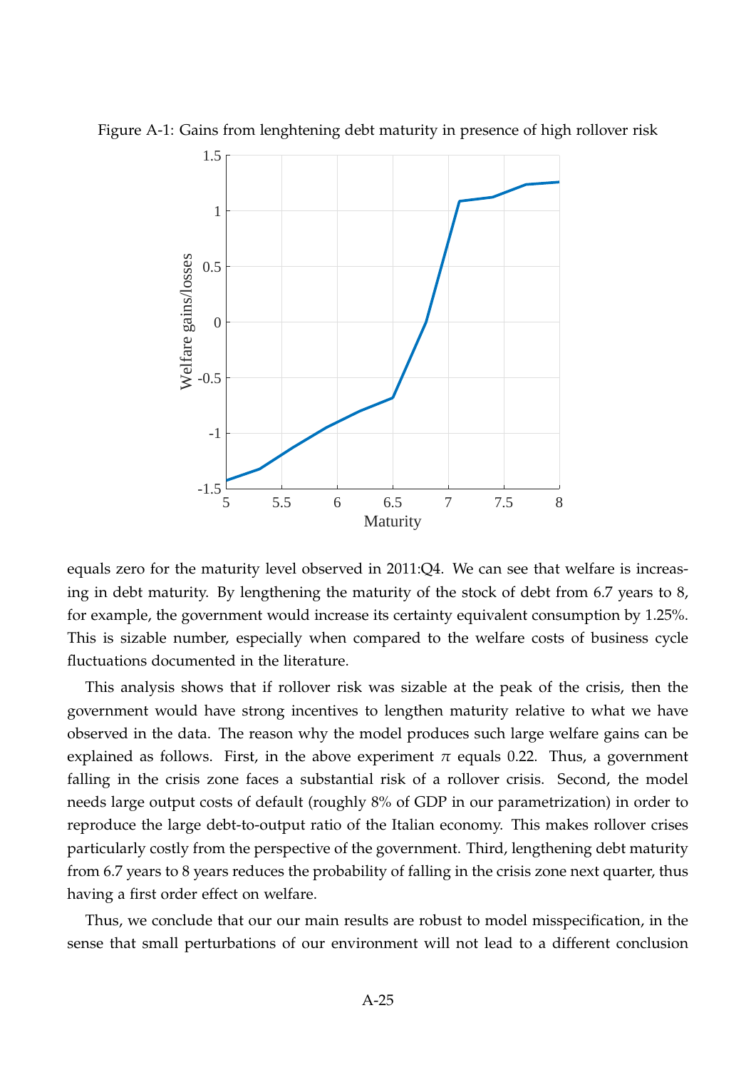Figure A-1: Gains from lenghtening debt maturity in presence of high rollover risk

equals zero for the maturity level observed in 2011:Q4. We can see that welfare is increasing in debt maturity. By lengthening the maturity of the stock of debt from 6.7 years to 8, for example, the government would increase its certainty equivalent consumption by 1.25%. This is sizable number, especially when compared to the welfare costs of business cycle fluctuations documented in the literature.

This analysis shows that if rollover risk was sizable at the peak of the crisis, then the government would have strong incentives to lengthen maturity relative to what we have observed in the data. The reason why the model produces such large welfare gains can be explained as follows. First, in the above experiment $\pi$ equals 0.22. Thus, a government falling in the crisis zone faces a substantial risk of a rollover crisis. Second, the model needs large output costs of default (roughly 8% of GDP in our parametrization) in order to reproduce the large debt-to-output ratio of the Italian economy. This makes rollover crises particularly costly from the perspective of the government. Third, lengthening debt maturity from 6.7 years to 8 years reduces the probability of falling in the crisis zone next quarter, thus having a first order effect on welfare.

Thus, we conclude that our our main results are robust to model misspecification, in the sense that small perturbations of our environment will not lead to a different conclusion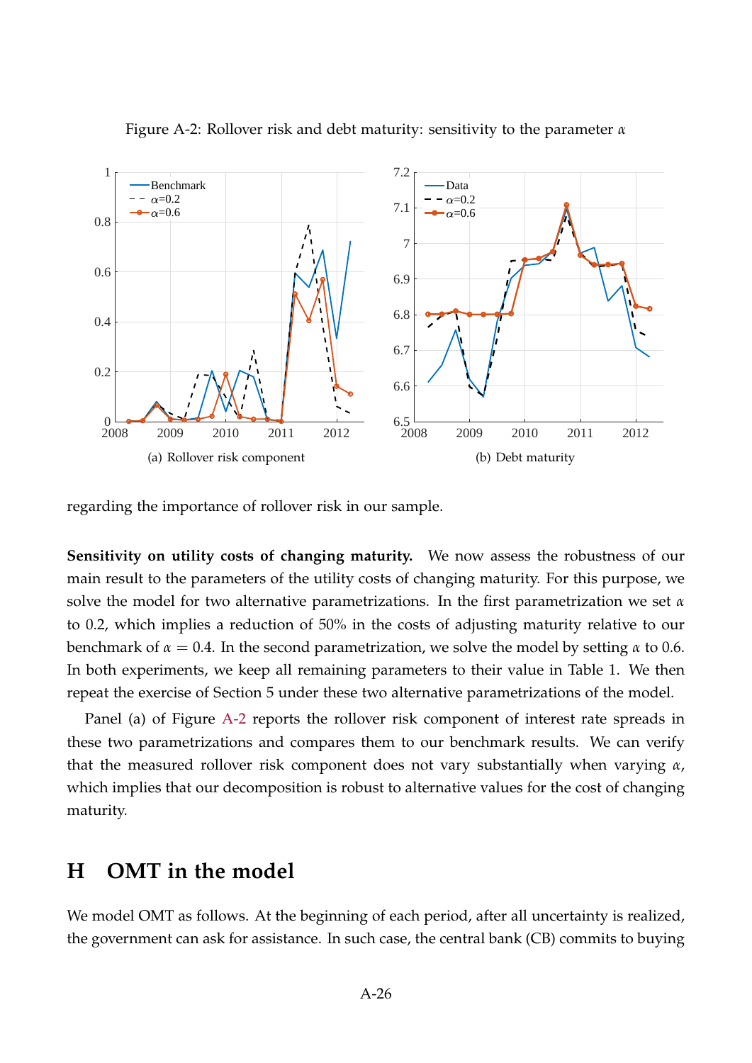Figure A-2: Rollover risk and debt maturity: sensitivity to the parameter $\alpha$

(a) Rollover risk component

(b) Debt maturity

regarding the importance of rollover risk in our sample.

**Sensitivity on utility costs of changing maturity.** We now assess the robustness of our main result to the parameters of the utility costs of changing maturity. For this purpose, we solve the model for two alternative parametrizations. In the first parametrization we set $\alpha$ to 0.2, which implies a reduction of 50% in the costs of adjusting maturity relative to our benchmark of $\alpha = 0.4$. In the second parametrization, we solve the model by setting $\alpha$ to 0.6. In both experiments, we keep all remaining parameters to their value in Table 1. We then repeat the exercise of Section 5 under these two alternative parametrizations of the model.

Panel (a) of Figure A-2 reports the rollover risk component of interest rate spreads in these two parametrizations and compares them to our benchmark results. We can verify that the measured rollover risk component does not vary substantially when varying $\alpha$, which implies that our decomposition is robust to alternative values for the cost of changing maturity.

# H OMT in the model

We model OMT as follows. At the beginning of each period, after all uncertainty is realized, the government can ask for assistance. In such case, the central bank (CB) commits to buying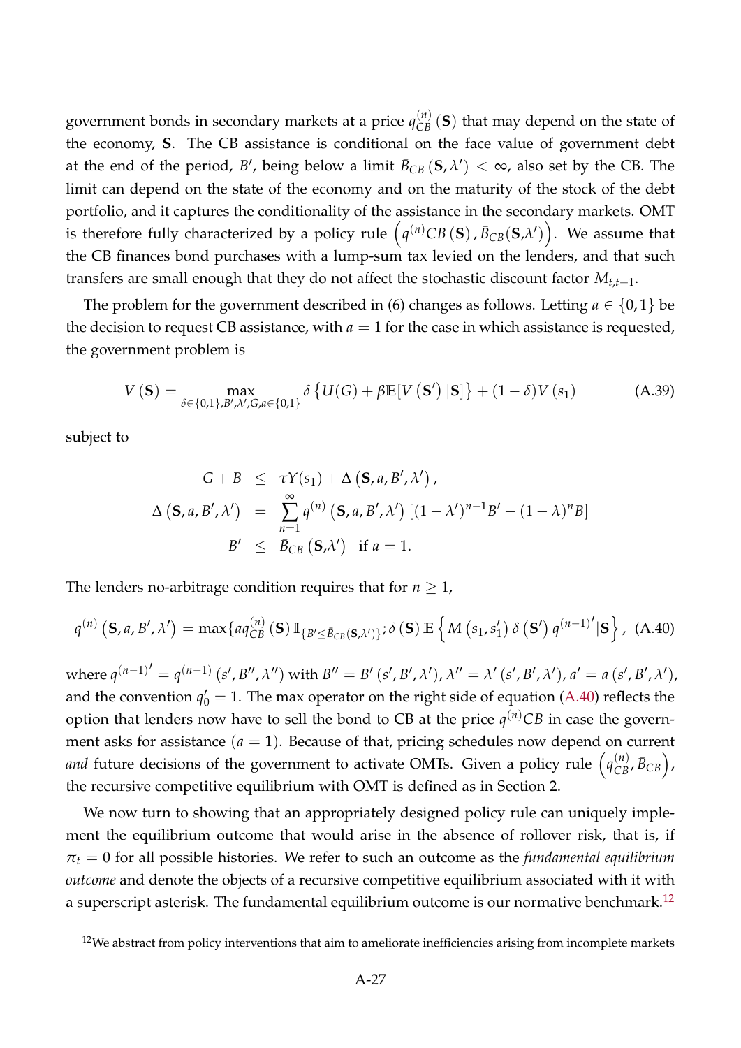government bonds in secondary markets at a price $q_{CB}^{(n)}(\mathbf{S})$ that may depend on the state of the economy, $\mathbf{S}$. The CB assistance is conditional on the face value of government debt at the end of the period, $B'$, being below a limit $\bar{B}_{CB}(\mathbf{S}, \lambda') < \infty$, also set by the CB. The limit can depend on the state of the economy and on the maturity of the stock of the debt portfolio, and it captures the conditionality of the assistance in the secondary markets. OMT is therefore fully characterized by a policy rule $\left(q^{(n)}CB(\mathbf{S}), \bar{B}_{CB}(\mathbf{S},\lambda')\right)$. We assume that the CB finances bond purchases with a lump-sum tax levied on the lenders, and that such transfers are small enough that they do not affect the stochastic discount factor $M_{t,t+1}$.

The problem for the government described in (6) changes as follows. Letting $a \in \{0, 1\}$ be the decision to request CB assistance, with $a = 1$ for the case in which assistance is requested, the government problem is

$$V(\mathbf{S}) = \max_{\delta \in \{0,1\}, B', \lambda', G, a \in \{0,1\}} \delta \left\{ U(G) + \beta \mathbb{E}[V(\mathbf{S}') \,|\mathbf{S}] \right\} + (1-\delta) \underline{V}(s_1) \tag{A.39}$$

subject to

$$\begin{aligned}
G + B &\leq \tau Y(s_1) + \Delta(\mathbf{S}, a, B', \lambda'), \\
\Delta(\mathbf{S}, a, B', \lambda') &= \sum_{n=1}^{\infty} q^{(n)}(\mathbf{S}, a, B', \lambda') \left[(1-\lambda')^{n-1} B' - (1-\lambda)^n B\right] \\
B' &\leq \bar{B}_{CB}(\mathbf{S},\lambda') \quad \text{if } a = 1.
\end{aligned}$$

The lenders no-arbitrage condition requires that for $n \geq 1$,

$$q^{(n)}(\mathbf{S}, a, B', \lambda') = \max\{a q_{CB}^{(n)}(\mathbf{S}) \, \mathbb{I}_{\{B' \leq \bar{B}_{CB}(\mathbf{S},\lambda')\}}; \delta(\mathbf{S}) \, \mathbb{E}\left\{ M(s_1, s_1') \, \delta(\mathbf{S}') \, q^{(n-1)'} |\mathbf{S} \right\}, \tag{A.40}$$

where $q^{(n-1)'} = q^{(n-1)}(s', B'', \lambda'')$ with $B'' = B'(s', B', \lambda')$, $\lambda'' = \lambda'(s', B', \lambda')$, $a' = a(s', B', \lambda')$, and the convention $q_0' = 1$. The max operator on the right side of equation (A.40) reflects the option that lenders now have to sell the bond to CB at the price $q^{(n)}CB$ in case the government asks for assistance ($a = 1$). Because of that, pricing schedules now depend on current *and* future decisions of the government to activate OMTs. Given a policy rule $\left(q_{CB}^{(n)}, \bar{B}_{CB}\right)$, the recursive competitive equilibrium with OMT is defined as in Section 2.

We now turn to showing that an appropriately designed policy rule can uniquely implement the equilibrium outcome that would arise in the absence of rollover risk, that is, if $\pi_t = 0$ for all possible histories. We refer to such an outcome as the *fundamental equilibrium outcome* and denote the objects of a recursive competitive equilibrium associated with it with a superscript asterisk. The fundamental equilibrium outcome is our normative benchmark.[12]

[12] We abstract from policy interventions that aim to ameliorate inefficiencies arising from incomplete markets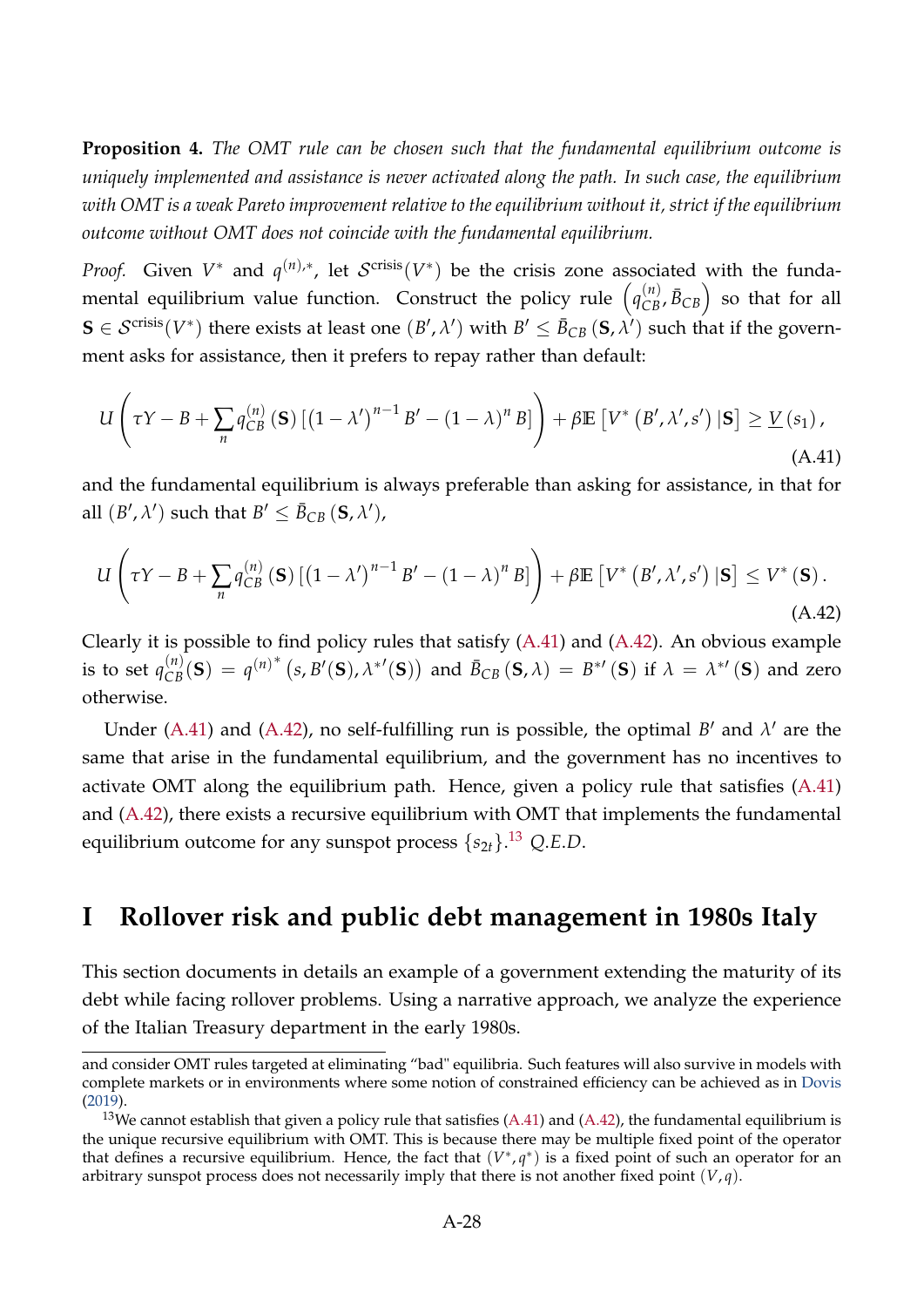**Proposition 4.** *The OMT rule can be chosen such that the fundamental equilibrium outcome is uniquely implemented and assistance is never activated along the path. In such case, the equilibrium with OMT is a weak Pareto improvement relative to the equilibrium without it, strict if the equilibrium outcome without OMT does not coincide with the fundamental equilibrium.*

*Proof.* Given $V^*$ and $q^{(n),*}$, let $\mathcal{S}^{\text{crisis}}(V^*)$ be the crisis zone associated with the fundamental equilibrium value function. Construct the policy rule $\left(q_{CB}^{(n)}, \bar{B}_{CB}\right)$ so that for all $\mathbf{S} \in \mathcal{S}^{\text{crisis}}(V^*)$ there exists at least one $(B', \lambda')$ with $B' \leq \bar{B}_{CB}(\mathbf{S}, \lambda')$ such that if the government asks for assistance, then it prefers to repay rather than default:

$$U\left(\tau Y - B + \sum_n q_{CB}^{(n)}(\mathbf{S})\left[\left(1-\lambda'\right)^{n-1} B' - (1-\lambda)^n B\right]\right) + \beta \mathbb{E}\left[V^*\left(B', \lambda', s'\right) | \mathbf{S}\right] \geq \underline{V}(s_1), \tag{A.41}$$

and the fundamental equilibrium is always preferable than asking for assistance, in that for all $(B', \lambda')$ such that $B' \leq \bar{B}_{CB}(\mathbf{S}, \lambda')$,

$$U\left(\tau Y - B + \sum_n q_{CB}^{(n)}(\mathbf{S})\left[\left(1-\lambda'\right)^{n-1} B' - (1-\lambda)^n B\right]\right) + \beta \mathbb{E}\left[V^*\left(B', \lambda', s'\right) | \mathbf{S}\right] \leq V^*(\mathbf{S}). \tag{A.42}$$

Clearly it is possible to find policy rules that satisfy (A.41) and (A.42). An obvious example is to set $q_{CB}^{(n)}(\mathbf{S}) = q^{(n)^*}\left(s, B'(\mathbf{S}), \lambda^{*\prime}(\mathbf{S})\right)$ and $\bar{B}_{CB}(\mathbf{S}, \lambda) = B^{*\prime}(\mathbf{S})$ if $\lambda = \lambda^{*\prime}(\mathbf{S})$ and zero otherwise.

Under (A.41) and (A.42), no self-fulfilling run is possible, the optimal $B'$ and $\lambda'$ are the same that arise in the fundamental equilibrium, and the government has no incentives to activate OMT along the equilibrium path. Hence, given a policy rule that satisfies (A.41) and (A.42), there exists a recursive equilibrium with OMT that implements the fundamental equilibrium outcome for any sunspot process $\{s_{2t}\}$.[13] *Q.E.D.*

# I Rollover risk and public debt management in 1980s Italy

This section documents in details an example of a government extending the maturity of its debt while facing rollover problems. Using a narrative approach, we analyze the experience of the Italian Treasury department in the early 1980s.

---

and consider OMT rules targeted at eliminating "bad" equilibria. Such features will also survive in models with complete markets or in environments where some notion of constrained efficiency can be achieved as in Dovis (2019).

[13] We cannot establish that given a policy rule that satisfies (A.41) and (A.42), the fundamental equilibrium is the unique recursive equilibrium with OMT. This is because there may be multiple fixed point of the operator that defines a recursive equilibrium. Hence, the fact that $(V^*, q^*)$ is a fixed point of such an operator for an arbitrary sunspot process does not necessarily imply that there is not another fixed point $(V, q)$.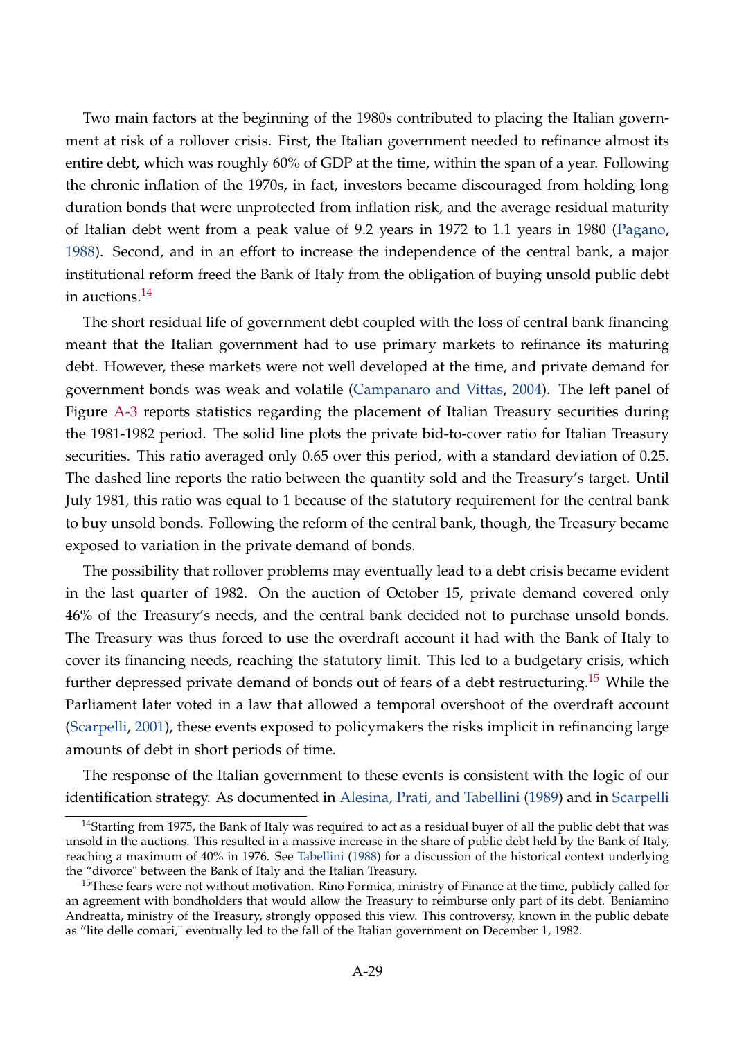Two main factors at the beginning of the 1980s contributed to placing the Italian government at risk of a rollover crisis. First, the Italian government needed to refinance almost its entire debt, which was roughly 60% of GDP at the time, within the span of a year. Following the chronic inflation of the 1970s, in fact, investors became discouraged from holding long duration bonds that were unprotected from inflation risk, and the average residual maturity of Italian debt went from a peak value of 9.2 years in 1972 to 1.1 years in 1980 (Pagano, 1988). Second, and in an effort to increase the independence of the central bank, a major institutional reform freed the Bank of Italy from the obligation of buying unsold public debt in auctions.[14]

The short residual life of government debt coupled with the loss of central bank financing meant that the Italian government had to use primary markets to refinance its maturing debt. However, these markets were not well developed at the time, and private demand for government bonds was weak and volatile (Campanaro and Vittas, 2004). The left panel of Figure A-3 reports statistics regarding the placement of Italian Treasury securities during the 1981-1982 period. The solid line plots the private bid-to-cover ratio for Italian Treasury securities. This ratio averaged only 0.65 over this period, with a standard deviation of 0.25. The dashed line reports the ratio between the quantity sold and the Treasury's target. Until July 1981, this ratio was equal to 1 because of the statutory requirement for the central bank to buy unsold bonds. Following the reform of the central bank, though, the Treasury became exposed to variation in the private demand of bonds.

The possibility that rollover problems may eventually lead to a debt crisis became evident in the last quarter of 1982. On the auction of October 15, private demand covered only 46% of the Treasury's needs, and the central bank decided not to purchase unsold bonds. The Treasury was thus forced to use the overdraft account it had with the Bank of Italy to cover its financing needs, reaching the statutory limit. This led to a budgetary crisis, which further depressed private demand of bonds out of fears of a debt restructuring.[15] While the Parliament later voted in a law that allowed a temporal overshoot of the overdraft account (Scarpelli, 2001), these events exposed to policymakers the risks implicit in refinancing large amounts of debt in short periods of time.

The response of the Italian government to these events is consistent with the logic of our identification strategy. As documented in Alesina, Prati, and Tabellini (1989) and in Scarpelli

---

[14] Starting from 1975, the Bank of Italy was required to act as a residual buyer of all the public debt that was unsold in the auctions. This resulted in a massive increase in the share of public debt held by the Bank of Italy, reaching a maximum of 40% in 1976. See Tabellini (1988) for a discussion of the historical context underlying the "divorce" between the Bank of Italy and the Italian Treasury.

[15] These fears were not without motivation. Rino Formica, ministry of Finance at the time, publicly called for an agreement with bondholders that would allow the Treasury to reimburse only part of its debt. Beniamino Andreatta, ministry of the Treasury, strongly opposed this view. This controversy, known in the public debate as "lite delle comari," eventually led to the fall of the Italian government on December 1, 1982.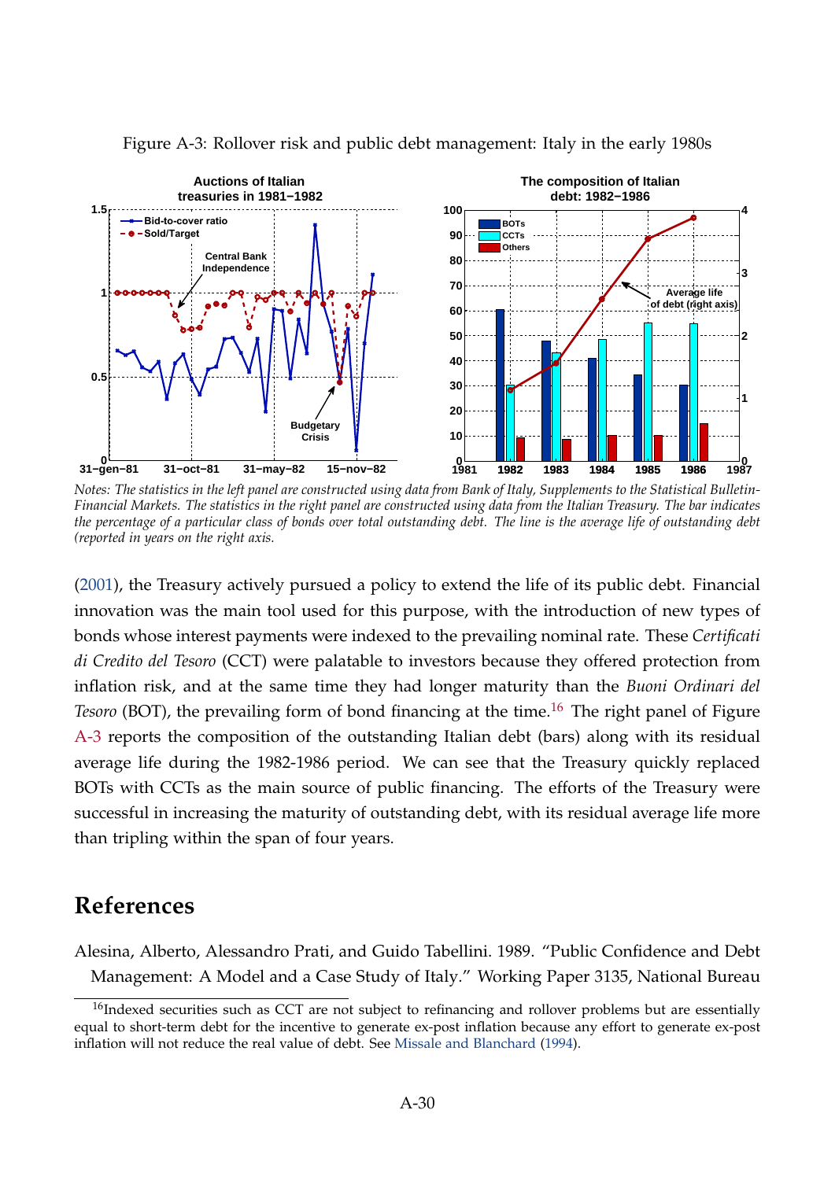Figure A-3: Rollover risk and public debt management: Italy in the early 1980s

*Notes: The statistics in the left panel are constructed using data from Bank of Italy, Supplements to the Statistical Bulletin-Financial Markets. The statistics in the right panel are constructed using data from the Italian Treasury. The bar indicates the percentage of a particular class of bonds over total outstanding debt. The line is the average life of outstanding debt (reported in years on the right axis.*

(2001), the Treasury actively pursued a policy to extend the life of its public debt. Financial innovation was the main tool used for this purpose, with the introduction of new types of bonds whose interest payments were indexed to the prevailing nominal rate. These *Certificati di Credito del Tesoro* (CCT) were palatable to investors because they offered protection from inflation risk, and at the same time they had longer maturity than the *Buoni Ordinari del Tesoro* (BOT), the prevailing form of bond financing at the time.[16] The right panel of Figure A-3 reports the composition of the outstanding Italian debt (bars) along with its residual average life during the 1982-1986 period. We can see that the Treasury quickly replaced BOTs with CCTs as the main source of public financing. The efforts of the Treasury were successful in increasing the maturity of outstanding debt, with its residual average life more than tripling within the span of four years.

## References

Alesina, Alberto, Alessandro Prati, and Guido Tabellini. 1989. "Public Confidence and Debt Management: A Model and a Case Study of Italy." Working Paper 3135, National Bureau

[16]Indexed securities such as CCT are not subject to refinancing and rollover problems but are essentially equal to short-term debt for the incentive to generate ex-post inflation because any effort to generate ex-post inflation will not reduce the real value of debt. See Missale and Blanchard (1994).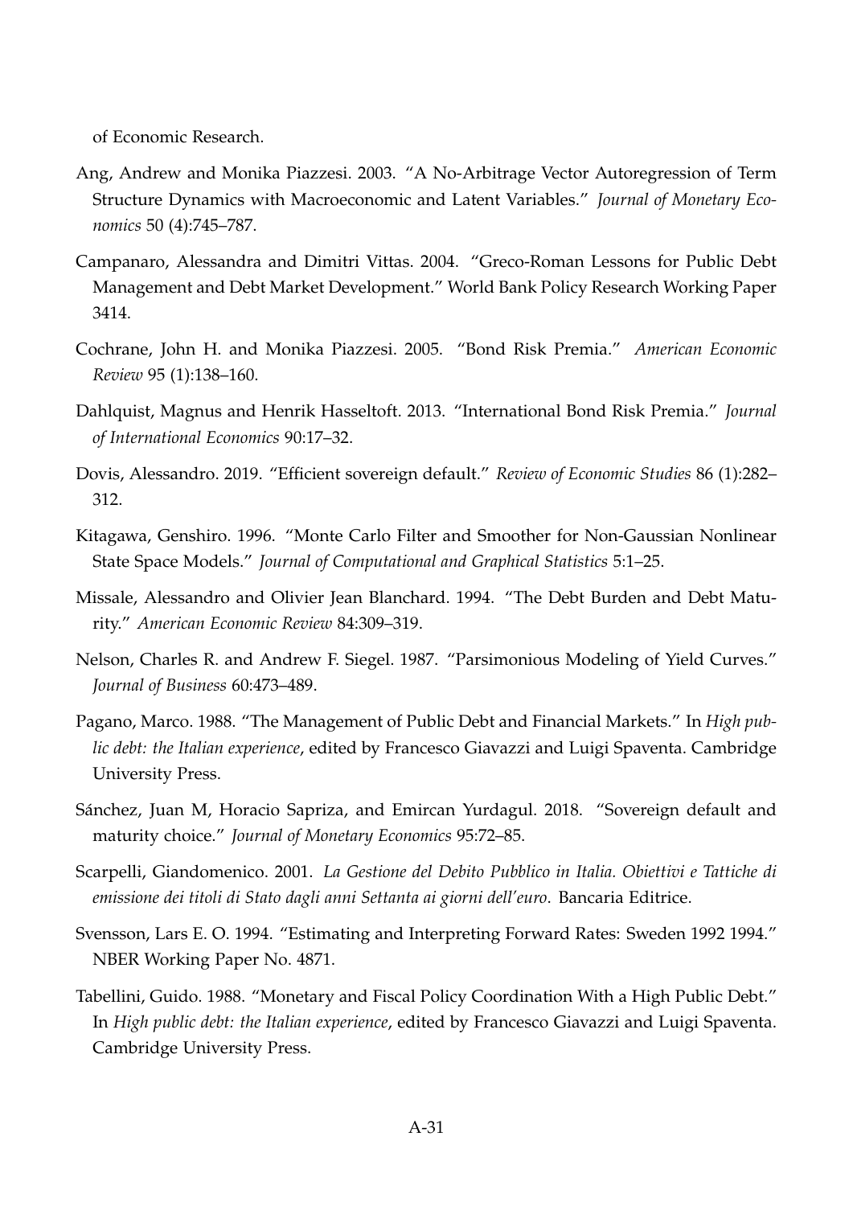of Economic Research.

Ang, Andrew and Monika Piazzesi. 2003. "A No-Arbitrage Vector Autoregression of Term Structure Dynamics with Macroeconomic and Latent Variables." *Journal of Monetary Economics* 50 (4):745–787.

Campanaro, Alessandra and Dimitri Vittas. 2004. "Greco-Roman Lessons for Public Debt Management and Debt Market Development." World Bank Policy Research Working Paper 3414.

Cochrane, John H. and Monika Piazzesi. 2005. "Bond Risk Premia." *American Economic Review* 95 (1):138–160.

Dahlquist, Magnus and Henrik Hasseltoft. 2013. "International Bond Risk Premia." *Journal of International Economics* 90:17–32.

Dovis, Alessandro. 2019. "Efficient sovereign default." *Review of Economic Studies* 86 (1):282–312.

Kitagawa, Genshiro. 1996. "Monte Carlo Filter and Smoother for Non-Gaussian Nonlinear State Space Models." *Journal of Computational and Graphical Statistics* 5:1–25.

Missale, Alessandro and Olivier Jean Blanchard. 1994. "The Debt Burden and Debt Maturity." *American Economic Review* 84:309–319.

Nelson, Charles R. and Andrew F. Siegel. 1987. "Parsimonious Modeling of Yield Curves." *Journal of Business* 60:473–489.

Pagano, Marco. 1988. "The Management of Public Debt and Financial Markets." In *High public debt: the Italian experience*, edited by Francesco Giavazzi and Luigi Spaventa. Cambridge University Press.

Sánchez, Juan M, Horacio Sapriza, and Emircan Yurdagul. 2018. "Sovereign default and maturity choice." *Journal of Monetary Economics* 95:72–85.

Scarpelli, Giandomenico. 2001. *La Gestione del Debito Pubblico in Italia. Obiettivi e Tattiche di emissione dei titoli di Stato dagli anni Settanta ai giorni dell'euro*. Bancaria Editrice.

Svensson, Lars E. O. 1994. "Estimating and Interpreting Forward Rates: Sweden 1992 1994." NBER Working Paper No. 4871.

Tabellini, Guido. 1988. "Monetary and Fiscal Policy Coordination With a High Public Debt." In *High public debt: the Italian experience*, edited by Francesco Giavazzi and Luigi Spaventa. Cambridge University Press.